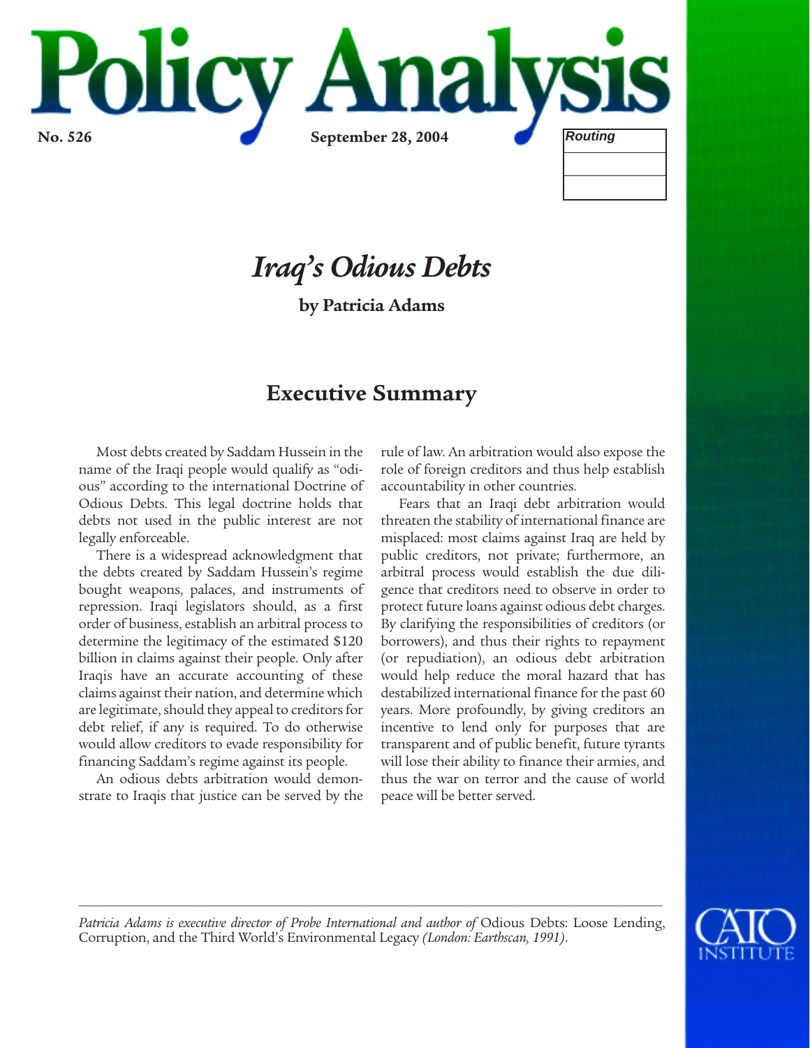# Policy Analysis

**No. 526** **September 28, 2004**

*Routing*

# *Iraq's Odious Debts*

**by Patricia Adams**

## Executive Summary

Most debts created by Saddam Hussein in the name of the Iraqi people would qualify as "odious" according to the international Doctrine of Odious Debts. This legal doctrine holds that debts not used in the public interest are not legally enforceable.

There is a widespread acknowledgment that the debts created by Saddam Hussein's regime bought weapons, palaces, and instruments of repression. Iraqi legislators should, as a first order of business, establish an arbitral process to determine the legitimacy of the estimated $120 billion in claims against their people. Only after Iraqis have an accurate accounting of these claims against their nation, and determine which are legitimate, should they appeal to creditors for debt relief, if any is required. To do otherwise would allow creditors to evade responsibility for financing Saddam's regime against its people.

An odious debts arbitration would demonstrate to Iraqis that justice can be served by the rule of law. An arbitration would also expose the role of foreign creditors and thus help establish accountability in other countries.

Fears that an Iraqi debt arbitration would threaten the stability of international finance are misplaced: most claims against Iraq are held by public creditors, not private; furthermore, an arbitral process would establish the due diligence that creditors need to observe in order to protect future loans against odious debt charges. By clarifying the responsibilities of creditors (or borrowers), and thus their rights to repayment (or repudiation), an odious debt arbitration would help reduce the moral hazard that has destabilized international finance for the past 60 years. More profoundly, by giving creditors an incentive to lend only for purposes that are transparent and of public benefit, future tyrants will lose their ability to finance their armies, and thus the war on terror and the cause of world peace will be better served.

---

*Patricia Adams is executive director of Probe International and author of* Odious Debts: Loose Lending, Corruption, and the Third World's Environmental Legacy *(London: Earthscan, 1991).*

CATO INSTITUTE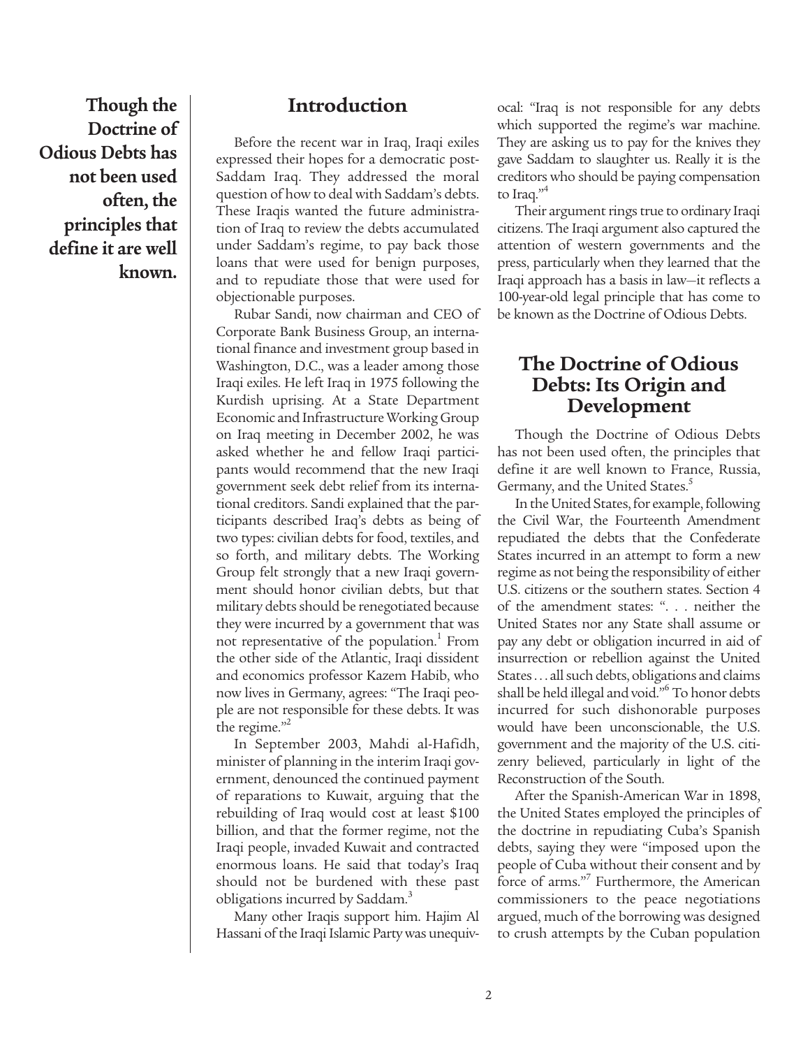**Though the Doctrine of Odious Debts has not been used often, the principles that define it are well known.**

## Introduction

Before the recent war in Iraq, Iraqi exiles expressed their hopes for a democratic post-Saddam Iraq. They addressed the moral question of how to deal with Saddam's debts. These Iraqis wanted the future administration of Iraq to review the debts accumulated under Saddam's regime, to pay back those loans that were used for benign purposes, and to repudiate those that were used for objectionable purposes.

Rubar Sandi, now chairman and CEO of Corporate Bank Business Group, an international finance and investment group based in Washington, D.C., was a leader among those Iraqi exiles. He left Iraq in 1975 following the Kurdish uprising. At a State Department Economic and Infrastructure Working Group on Iraq meeting in December 2002, he was asked whether he and fellow Iraqi participants would recommend that the new Iraqi government seek debt relief from its international creditors. Sandi explained that the participants described Iraq's debts as being of two types: civilian debts for food, textiles, and so forth, and military debts. The Working Group felt strongly that a new Iraqi government should honor civilian debts, but that military debts should be renegotiated because they were incurred by a government that was not representative of the population.[1] From the other side of the Atlantic, Iraqi dissident and economics professor Kazem Habib, who now lives in Germany, agrees: "The Iraqi people are not responsible for these debts. It was the regime."[2]

In September 2003, Mahdi al-Hafidh, minister of planning in the interim Iraqi government, denounced the continued payment of reparations to Kuwait, arguing that the rebuilding of Iraq would cost at least $100 billion, and that the former regime, not the Iraqi people, invaded Kuwait and contracted enormous loans. He said that today's Iraq should not be burdened with these past obligations incurred by Saddam.[3]

Many other Iraqis support him. Hajim Al Hassani of the Iraqi Islamic Party was unequivocal: "Iraq is not responsible for any debts which supported the regime's war machine. They are asking us to pay for the knives they gave Saddam to slaughter us. Really it is the creditors who should be paying compensation to Iraq."[4]

Their argument rings true to ordinary Iraqi citizens. The Iraqi argument also captured the attention of western governments and the press, particularly when they learned that the Iraqi approach has a basis in law—it reflects a 100-year-old legal principle that has come to be known as the Doctrine of Odious Debts.

## The Doctrine of Odious Debts: Its Origin and Development

Though the Doctrine of Odious Debts has not been used often, the principles that define it are well known to France, Russia, Germany, and the United States.[5]

In the United States, for example, following the Civil War, the Fourteenth Amendment repudiated the debts that the Confederate States incurred in an attempt to form a new regime as not being the responsibility of either U.S. citizens or the southern states. Section 4 of the amendment states: ". . . neither the United States nor any State shall assume or pay any debt or obligation incurred in aid of insurrection or rebellion against the United States . . . all such debts, obligations and claims shall be held illegal and void."[6] To honor debts incurred for such dishonorable purposes would have been unconscionable, the U.S. government and the majority of the U.S. citizenry believed, particularly in light of the Reconstruction of the South.

After the Spanish-American War in 1898, the United States employed the principles of the doctrine in repudiating Cuba's Spanish debts, saying they were "imposed upon the people of Cuba without their consent and by force of arms."[7] Furthermore, the American commissioners to the peace negotiations argued, much of the borrowing was designed to crush attempts by the Cuban population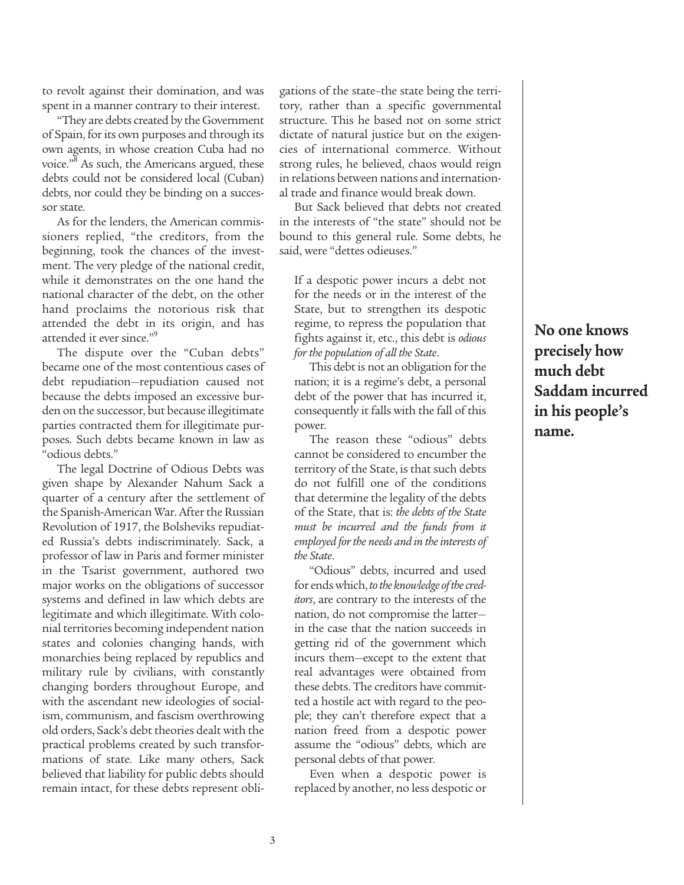to revolt against their domination, and was spent in a manner contrary to their interest.

"They are debts created by the Government of Spain, for its own purposes and through its own agents, in whose creation Cuba had no voice."[8] As such, the Americans argued, these debts could not be considered local (Cuban) debts, nor could they be binding on a successor state.

As for the lenders, the American commissioners replied, "the creditors, from the beginning, took the chances of the investment. The very pledge of the national credit, while it demonstrates on the one hand the national character of the debt, on the other hand proclaims the notorious risk that attended the debt in its origin, and has attended it ever since."[9]

The dispute over the "Cuban debts" became one of the most contentious cases of debt repudiation—repudiation caused not because the debts imposed an excessive burden on the successor, but because illegitimate parties contracted them for illegitimate purposes. Such debts became known in law as "odious debts."

The legal Doctrine of Odious Debts was given shape by Alexander Nahum Sack a quarter of a century after the settlement of the Spanish-American War. After the Russian Revolution of 1917, the Bolsheviks repudiated Russia's debts indiscriminately. Sack, a professor of law in Paris and former minister in the Tsarist government, authored two major works on the obligations of successor systems and defined in law which debts are legitimate and which illegitimate. With colonial territories becoming independent nation states and colonies changing hands, with monarchies being replaced by republics and military rule by civilians, with constantly changing borders throughout Europe, and with the ascendant new ideologies of socialism, communism, and fascism overthrowing old orders, Sack's debt theories dealt with the practical problems created by such transformations of state. Like many others, Sack believed that liability for public debts should remain intact, for these debts represent obligations of the state–the state being the territory, rather than a specific governmental structure. This he based not on some strict dictate of natural justice but on the exigencies of international commerce. Without strong rules, he believed, chaos would reign in relations between nations and international trade and finance would break down.

But Sack believed that debts not created in the interests of "the state" should not be bound to this general rule. Some debts, he said, were "dettes odieuses."

> If a despotic power incurs a debt not for the needs or in the interest of the State, but to strengthen its despotic regime, to repress the population that fights against it, etc., this debt is *odious for the population of all the State*.
>
> This debt is not an obligation for the nation; it is a regime's debt, a personal debt of the power that has incurred it, consequently it falls with the fall of this power.
>
> The reason these "odious" debts cannot be considered to encumber the territory of the State, is that such debts do not fulfill one of the conditions that determine the legality of the debts of the State, that is: *the debts of the State must be incurred and the funds from it employed for the needs and in the interests of the State*.
>
> "Odious" debts, incurred and used for ends which, *to the knowledge of the creditors*, are contrary to the interests of the nation, do not compromise the latter—in the case that the nation succeeds in getting rid of the government which incurs them—except to the extent that real advantages were obtained from these debts. The creditors have committed a hostile act with regard to the people; they can't therefore expect that a nation freed from a despotic power assume the "odious" debts, which are personal debts of that power.
>
> Even when a despotic power is replaced by another, no less despotic or

**No one knows precisely how much debt Saddam incurred in his people's name.**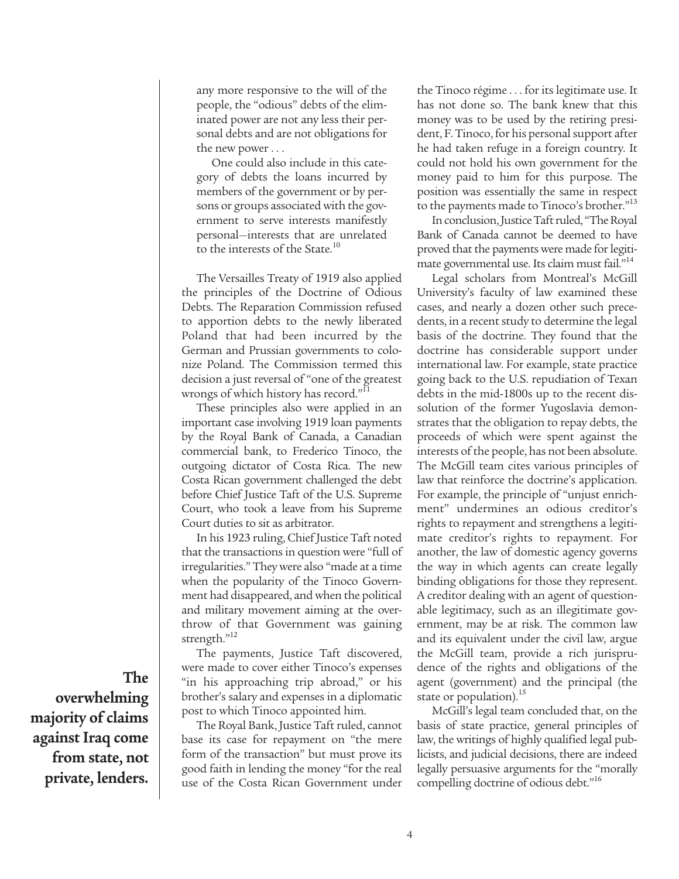> any more responsive to the will of the people, the "odious" debts of the eliminated power are not any less their personal debts and are not obligations for the new power . . .
>
> One could also include in this category of debts the loans incurred by members of the government or by persons or groups associated with the government to serve interests manifestly personal—interests that are unrelated to the interests of the State.[10]

The Versailles Treaty of 1919 also applied the principles of the Doctrine of Odious Debts. The Reparation Commission refused to apportion debts to the newly liberated Poland that had been incurred by the German and Prussian governments to colonize Poland. The Commission termed this decision a just reversal of "one of the greatest wrongs of which history has record."[11]

These principles also were applied in an important case involving 1919 loan payments by the Royal Bank of Canada, a Canadian commercial bank, to Frederico Tinoco, the outgoing dictator of Costa Rica. The new Costa Rican government challenged the debt before Chief Justice Taft of the U.S. Supreme Court, who took a leave from his Supreme Court duties to sit as arbitrator.

In his 1923 ruling, Chief Justice Taft noted that the transactions in question were "full of irregularities." They were also "made at a time when the popularity of the Tinoco Government had disappeared, and when the political and military movement aiming at the overthrow of that Government was gaining strength."[12]

The payments, Justice Taft discovered, were made to cover either Tinoco's expenses "in his approaching trip abroad," or his brother's salary and expenses in a diplomatic post to which Tinoco appointed him.

The Royal Bank, Justice Taft ruled, cannot base its case for repayment on "the mere form of the transaction" but must prove its good faith in lending the money "for the real use of the Costa Rican Government under the Tinoco régime . . . for its legitimate use. It has not done so. The bank knew that this money was to be used by the retiring president, F. Tinoco, for his personal support after he had taken refuge in a foreign country. It could not hold his own government for the money paid to him for this purpose. The position was essentially the same in respect to the payments made to Tinoco's brother."[13]

In conclusion, Justice Taft ruled, "The Royal Bank of Canada cannot be deemed to have proved that the payments were made for legitimate governmental use. Its claim must fail."[14]

**The overwhelming majority of claims against Iraq come from state, not private, lenders.**

Legal scholars from Montreal's McGill University's faculty of law examined these cases, and nearly a dozen other such precedents, in a recent study to determine the legal basis of the doctrine. They found that the doctrine has considerable support under international law. For example, state practice going back to the U.S. repudiation of Texan debts in the mid-1800s up to the recent dissolution of the former Yugoslavia demonstrates that the obligation to repay debts, the proceeds of which were spent against the interests of the people, has not been absolute. The McGill team cites various principles of law that reinforce the doctrine's application. For example, the principle of "unjust enrichment" undermines an odious creditor's rights to repayment and strengthens a legitimate creditor's rights to repayment. For another, the law of domestic agency governs the way in which agents can create legally binding obligations for those they represent. A creditor dealing with an agent of questionable legitimacy, such as an illegitimate government, may be at risk. The common law and its equivalent under the civil law, argue the McGill team, provide a rich jurisprudence of the rights and obligations of the agent (government) and the principal (the state or population).[15]

McGill's legal team concluded that, on the basis of state practice, general principles of law, the writings of highly qualified legal publicists, and judicial decisions, there are indeed legally persuasive arguments for the "morally compelling doctrine of odious debt."[16]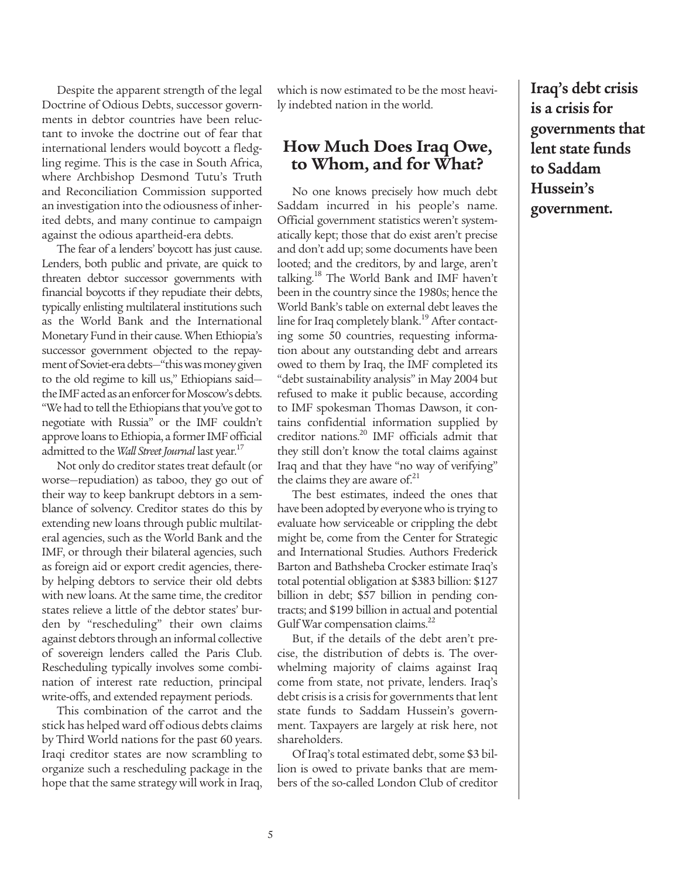Despite the apparent strength of the legal Doctrine of Odious Debts, successor governments in debtor countries have been reluctant to invoke the doctrine out of fear that international lenders would boycott a fledgling regime. This is the case in South Africa, where Archbishop Desmond Tutu's Truth and Reconciliation Commission supported an investigation into the odiousness of inherited debts, and many continue to campaign against the odious apartheid-era debts.

The fear of a lenders' boycott has just cause. Lenders, both public and private, are quick to threaten debtor successor governments with financial boycotts if they repudiate their debts, typically enlisting multilateral institutions such as the World Bank and the International Monetary Fund in their cause. When Ethiopia's successor government objected to the repayment of Soviet-era debts—"this was money given to the old regime to kill us," Ethiopians said—the IMF acted as an enforcer for Moscow's debts. "We had to tell the Ethiopians that you've got to negotiate with Russia" or the IMF couldn't approve loans to Ethiopia, a former IMF official admitted to the *Wall Street Journal* last year.[17]

Not only do creditor states treat default (or worse—repudiation) as taboo, they go out of their way to keep bankrupt debtors in a semblance of solvency. Creditor states do this by extending new loans through public multilateral agencies, such as the World Bank and the IMF, or through their bilateral agencies, such as foreign aid or export credit agencies, thereby helping debtors to service their old debts with new loans. At the same time, the creditor states relieve a little of the debtor states' burden by "rescheduling" their own claims against debtors through an informal collective of sovereign lenders called the Paris Club. Rescheduling typically involves some combination of interest rate reduction, principal write-offs, and extended repayment periods.

This combination of the carrot and the stick has helped ward off odious debts claims by Third World nations for the past 60 years. Iraqi creditor states are now scrambling to organize such a rescheduling package in the hope that the same strategy will work in Iraq, which is now estimated to be the most heavily indebted nation in the world.

## How Much Does Iraq Owe, to Whom, and for What?

No one knows precisely how much debt Saddam incurred in his people's name. Official government statistics weren't systematically kept; those that do exist aren't precise and don't add up; some documents have been looted; and the creditors, by and large, aren't talking.[18] The World Bank and IMF haven't been in the country since the 1980s; hence the World Bank's table on external debt leaves the line for Iraq completely blank.[19] After contacting some 50 countries, requesting information about any outstanding debt and arrears owed to them by Iraq, the IMF completed its "debt sustainability analysis" in May 2004 but refused to make it public because, according to IMF spokesman Thomas Dawson, it contains confidential information supplied by creditor nations.[20] IMF officials admit that they still don't know the total claims against Iraq and that they have "no way of verifying" the claims they are aware of.[21]

The best estimates, indeed the ones that have been adopted by everyone who is trying to evaluate how serviceable or crippling the debt might be, come from the Center for Strategic and International Studies. Authors Frederick Barton and Bathsheba Crocker estimate Iraq's total potential obligation at $383 billion: $127 billion in debt; $57 billion in pending contracts; and $199 billion in actual and potential Gulf War compensation claims.[22]

But, if the details of the debt aren't precise, the distribution of debts is. The overwhelming majority of claims against Iraq come from state, not private, lenders. Iraq's debt crisis is a crisis for governments that lent state funds to Saddam Hussein's government. Taxpayers are largely at risk here, not shareholders.

**Iraq's debt crisis is a crisis for governments that lent state funds to Saddam Hussein's government.**

Of Iraq's total estimated debt, some $3 billion is owed to private banks that are members of the so-called London Club of creditor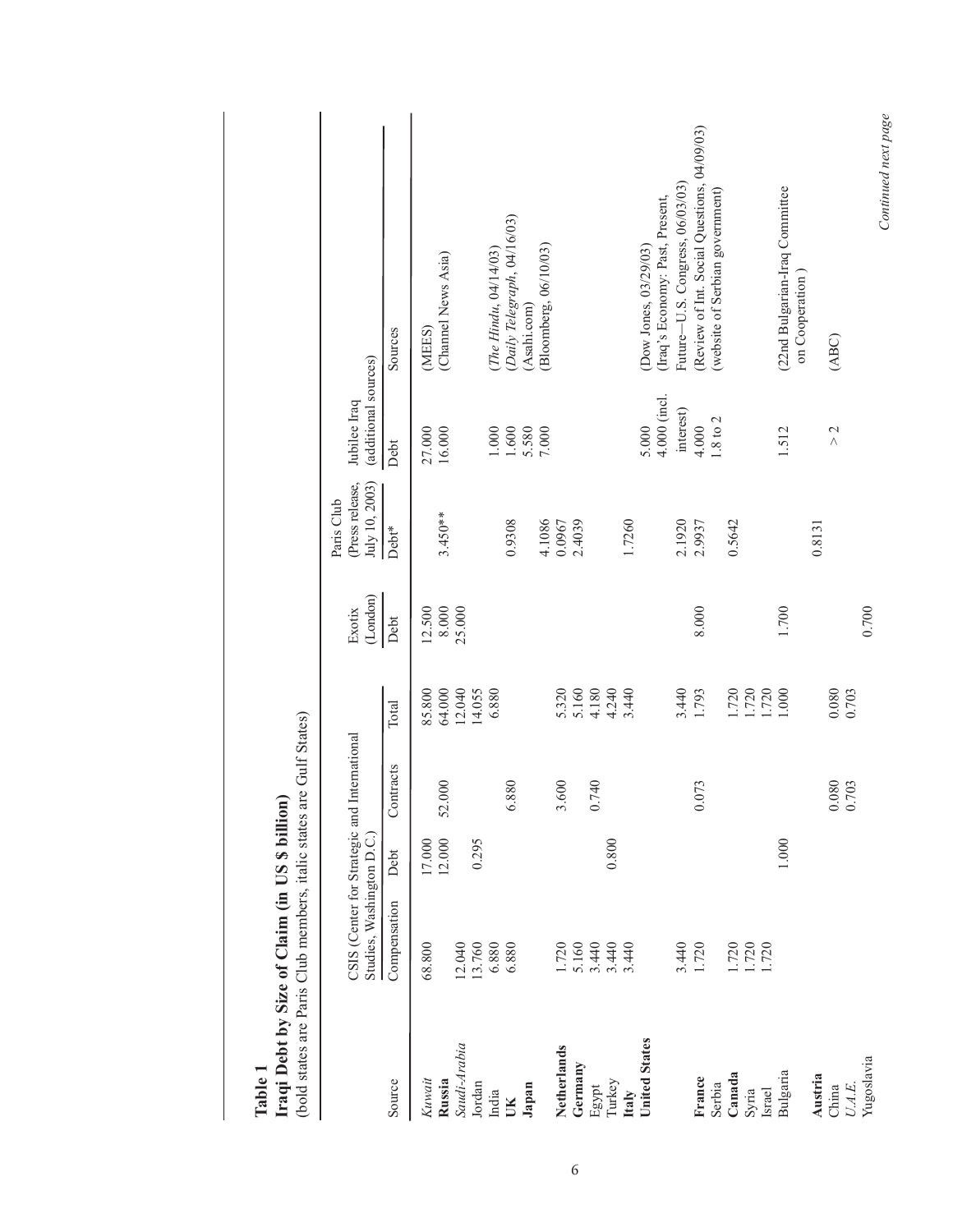**Table 1**
**Iraqi Debt by Size of Claim (in US $ billion)**
(bold states are Paris Club members, italic states are Gulf States)

| Source | CSIS (Center for Strategic and International Studies, Washington D.C.) | | | | Exotix (London) | Paris Club (Press release, July 10, 2003) | Jubilee Iraq (additional sources) | |
|---|---|---|---|---|---|---|---|---|
| | Compensation | Debt | Contracts | Total | Debt | Debt* | Debt | Sources |
| *Kuwait* | 68.800 | 17.000 | | 85.800 | 12.500 | | 27.000 | (MEES) |
| **Russia** | | 12.000 | 52.000 | 64.000 | 8.000 | 3.450** | 16.000 | (Channel News Asia) |
| *Saudi-Arabia* | 12.040 | | | 12.040 | 25.000 | | | |
| Jordan | 13.760 | 0.295 | | 14.055 | | | | |
| India | 6.880 | | | 6.880 | | | 1.000 | (*The Hindu*, 04/14/03) |
| **UK** | 6.880 | | 6.880 | | | 0.9308 | 1.600 | (*Daily Telegraph*, 04/16/03) |
| **Japan** | | | | | | 4.1086 | 5.580 | (Asahi.com) |
| | | | | | | | 7.000 | (Bloomberg, 06/10/03) |
| **Netherlands** | 1.720 | | 3.600 | 5.320 | | 0.0967 | | |
| **Germany** | 5.160 | | | 5.160 | | 2.4039 | | |
| Egypt | 3.440 | | 0.740 | 4.180 | | | | |
| Turkey | 3.440 | 0.800 | | 4.240 | | | | |
| **Italy** | 3.440 | | | 3.440 | | 1.7260 | | |
| **United States** | | | | | | | 5.000 | (Dow Jones, 03/29/03) |
| | | | | | | | 4.000 (incl. interest) | (Iraq's Economy: Past, Present, Future—U.S. Congress, 06/03/03) |
| | 3.440 | | | 3.440 | | 2.1920 | | |
| **France** | 1.720 | | 0.073 | 1.793 | 8.000 | 2.9937 | 4.000 | (Review of Int. Social Questions, 04/09/03) |
| Serbia | | | | | | | 1.8 to 2 | (website of Serbian government) |
| **Canada** | 1.720 | | | 1.720 | | 0.5642 | | |
| Syria | 1.720 | | | 1.720 | | | | |
| Israel | 1.720 | | | 1.720 | | | | |
| Bulgaria | | 1.000 | | 1.000 | 1.700 | | 1.512 | (22nd Bulgarian-Iraq Committee on Cooperation) |
| **Austria** | | | | | | 0.8131 | | |
| China | | | 0.080 | 0.080 | | | > 2 | (ABC) |
| *U.A.E.* | | | 0.703 | 0.703 | | | | |
| Yugoslavia | | | | | 0.700 | | | |

*Continued next page*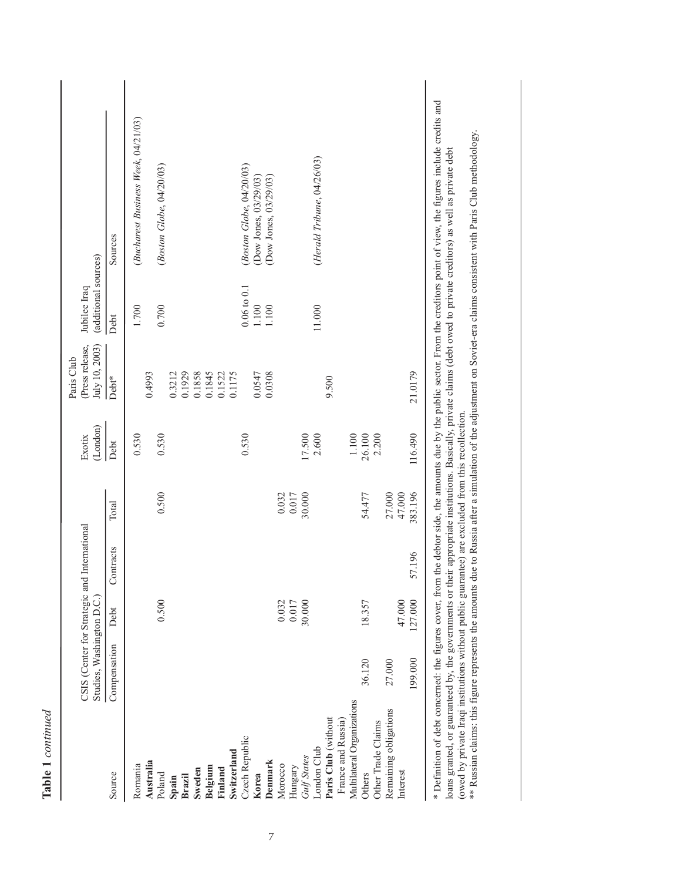**Table 1** *continued*

| Source | CSIS (Center for Strategic and International Studies, Washington D.C.) | | | | Exotix (London) | Paris Club (Press release, July 10, 2003) | Jubilee Iraq (additional sources) | |
|---|---|---|---|---|---|---|---|---|
| | Compensation | Debt | Contracts | Total | Debt | Debt* | Debt | Sources |
| Romania | | | | | 0.530 | | 1.700 | (*Bucharest Business Week*, 04/21/03) |
| **Australia** | | | | | | 0.4993 | | |
| Poland | | 0.500 | | 0.500 | 0.530 | | 0.700 | (*Boston Globe*, 04/20/03) |
| **Spain** | | | | | | 0.3212 | | |
| **Brazil** | | | | | | 0.1929 | | |
| **Sweden** | | | | | | 0.1858 | | |
| **Belgium** | | | | | | 0.1845 | | |
| **Finland** | | | | | | 0.1522 | | |
| **Switzerland** | | | | | | 0.1175 | | |
| Czech Republic | | | | | 0.530 | | 0.06 to 0.1 | (*Boston Globe*, 04/20/03) |
| **Korea** | | | | | | 0.0547 | 1.100 | (Dow Jones, 03/29/03) |
| **Denmark** | | | | | | 0.0308 | 1.100 | (Dow Jones, 03/29/03) |
| Morocco | | 0.032 | | 0.032 | | | | |
| Hungary | | 0.017 | | 0.017 | | | | |
| *Gulf States* | | 30.000 | | 30.000 | 17.500 | | | |
| London Club | | | | | 2.600 | | 11.000 | (*Herald Tribune*, 04/26/03) |
| **Paris Club** (without France and Russia) | | | | | | 9.500 | | |
| Multilateral Organizations | | | | | 1.100 | | | |
| Others | 36.120 | 18.357 | | 54.477 | 26.100 | | | |
| Other Trade Claims | | | | | 2.200 | | | |
| Remaining obligations | 27.000 | | | 27.000 | | | | |
| Interest | | 47.000 | | 47.000 | | | | |
| | 199.000 | 127.000 | 57.196 | 383.196 | 116.490 | 21.0179 | | |

\* Definition of debt concerned: the figures cover, from the debtor side, the amounts due by the public sector. From the creditors point of view, the figures include credits and loans granted, or guaranteed by, the governments or their appropriate institutions. Basically, private claims (debt owed to private creditors) as well as private debt (owed by private Iraqi institutions without public guarantee) are excluded from this recollection.

\*\* Russian claims: this figure represents the amounts due to Russia after a simulation of the adjustment on Soviet-era claims consistent with Paris Club methodology.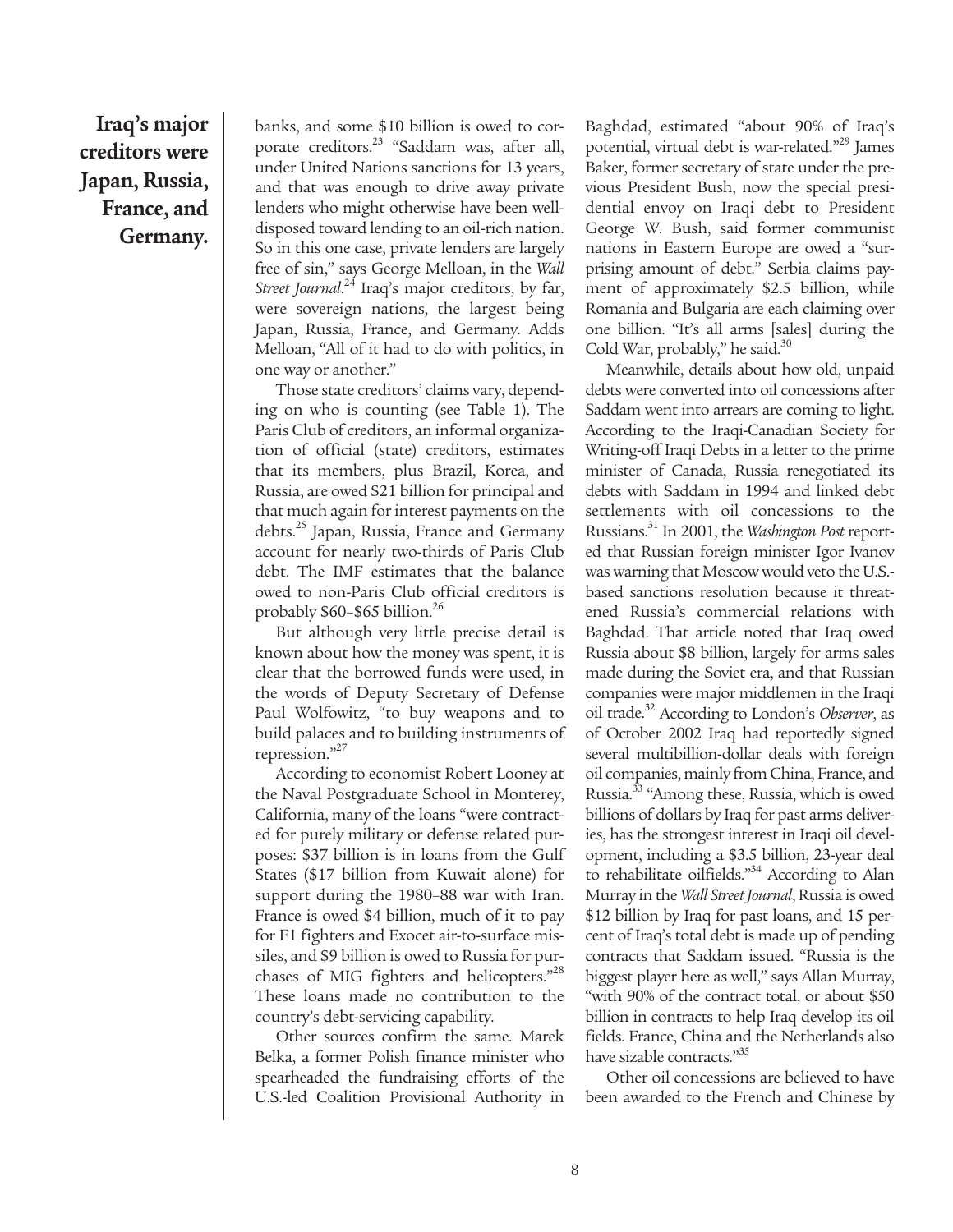**Iraq's major creditors were Japan, Russia, France, and Germany.**

banks, and some $10 billion is owed to corporate creditors.[23] "Saddam was, after all, under United Nations sanctions for 13 years, and that was enough to drive away private lenders who might otherwise have been well-disposed toward lending to an oil-rich nation. So in this one case, private lenders are largely free of sin," says George Melloan, in the *Wall Street Journal*.[24] Iraq's major creditors, by far, were sovereign nations, the largest being Japan, Russia, France, and Germany. Adds Melloan, "All of it had to do with politics, in one way or another."

Those state creditors' claims vary, depending on who is counting (see Table 1). The Paris Club of creditors, an informal organization of official (state) creditors, estimates that its members, plus Brazil, Korea, and Russia, are owed $21 billion for principal and that much again for interest payments on the debts.[25] Japan, Russia, France and Germany account for nearly two-thirds of Paris Club debt. The IMF estimates that the balance owed to non-Paris Club official creditors is probably $60–$65 billion.[26]

But although very little precise detail is known about how the money was spent, it is clear that the borrowed funds were used, in the words of Deputy Secretary of Defense Paul Wolfowitz, "to buy weapons and to build palaces and to building instruments of repression."[27]

According to economist Robert Looney at the Naval Postgraduate School in Monterey, California, many of the loans "were contracted for purely military or defense related purposes: $37 billion is in loans from the Gulf States ($17 billion from Kuwait alone) for support during the 1980–88 war with Iran. France is owed $4 billion, much of it to pay for F1 fighters and Exocet air-to-surface missiles, and $9 billion is owed to Russia for purchases of MIG fighters and helicopters."[28] These loans made no contribution to the country's debt-servicing capability.

Other sources confirm the same. Marek Belka, a former Polish finance minister who spearheaded the fundraising efforts of the U.S.-led Coalition Provisional Authority in Baghdad, estimated "about 90% of Iraq's potential, virtual debt is war-related."[29] James Baker, former secretary of state under the previous President Bush, now the special presidential envoy on Iraqi debt to President George W. Bush, said former communist nations in Eastern Europe are owed a "surprising amount of debt." Serbia claims payment of approximately $2.5 billion, while Romania and Bulgaria are each claiming over one billion. "It's all arms [sales] during the Cold War, probably," he said.[30]

Meanwhile, details about how old, unpaid debts were converted into oil concessions after Saddam went into arrears are coming to light. According to the Iraqi-Canadian Society for Writing-off Iraqi Debts in a letter to the prime minister of Canada, Russia renegotiated its debts with Saddam in 1994 and linked debt settlements with oil concessions to the Russians.[31] In 2001, the *Washington Post* reported that Russian foreign minister Igor Ivanov was warning that Moscow would veto the U.S.-based sanctions resolution because it threatened Russia's commercial relations with Baghdad. That article noted that Iraq owed Russia about $8 billion, largely for arms sales made during the Soviet era, and that Russian companies were major middlemen in the Iraqi oil trade.[32] According to London's *Observer*, as of October 2002 Iraq had reportedly signed several multibillion-dollar deals with foreign oil companies, mainly from China, France, and Russia.[33] "Among these, Russia, which is owed billions of dollars by Iraq for past arms deliveries, has the strongest interest in Iraqi oil development, including a $3.5 billion, 23-year deal to rehabilitate oilfields."[34] According to Alan Murray in the *Wall Street Journal*, Russia is owed $12 billion by Iraq for past loans, and 15 percent of Iraq's total debt is made up of pending contracts that Saddam issued. "Russia is the biggest player here as well," says Allan Murray, "with 90% of the contract total, or about $50 billion in contracts to help Iraq develop its oil fields. France, China and the Netherlands also have sizable contracts."[35]

Other oil concessions are believed to have been awarded to the French and Chinese by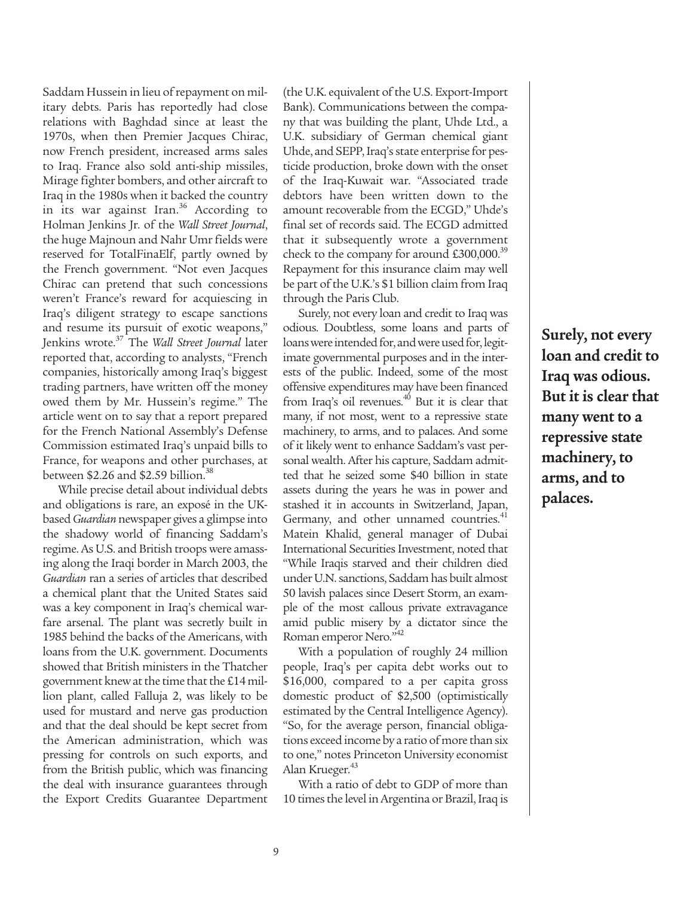Saddam Hussein in lieu of repayment on military debts. Paris has reportedly had close relations with Baghdad since at least the 1970s, when then Premier Jacques Chirac, now French president, increased arms sales to Iraq. France also sold anti-ship missiles, Mirage fighter bombers, and other aircraft to Iraq in the 1980s when it backed the country in its war against Iran.[36] According to Holman Jenkins Jr. of the *Wall Street Journal*, the huge Majnoun and Nahr Umr fields were reserved for TotalFinaElf, partly owned by the French government. "Not even Jacques Chirac can pretend that such concessions weren't France's reward for acquiescing in Iraq's diligent strategy to escape sanctions and resume its pursuit of exotic weapons," Jenkins wrote.[37] The *Wall Street Journal* later reported that, according to analysts, "French companies, historically among Iraq's biggest trading partners, have written off the money owed them by Mr. Hussein's regime." The article went on to say that a report prepared for the French National Assembly's Defense Commission estimated Iraq's unpaid bills to France, for weapons and other purchases, at between $2.26 and $2.59 billion.[38]

While precise detail about individual debts and obligations is rare, an exposé in the UK-based *Guardian* newspaper gives a glimpse into the shadowy world of financing Saddam's regime. As U.S. and British troops were amassing along the Iraqi border in March 2003, the *Guardian* ran a series of articles that described a chemical plant that the United States said was a key component in Iraq's chemical warfare arsenal. The plant was secretly built in 1985 behind the backs of the Americans, with loans from the U.K. government. Documents showed that British ministers in the Thatcher government knew at the time that the £14 million plant, called Falluja 2, was likely to be used for mustard and nerve gas production and that the deal should be kept secret from the American administration, which was pressing for controls on such exports, and from the British public, which was financing the deal with insurance guarantees through the Export Credits Guarantee Department (the U.K. equivalent of the U.S. Export-Import Bank). Communications between the company that was building the plant, Uhde Ltd., a U.K. subsidiary of German chemical giant Uhde, and SEPP, Iraq's state enterprise for pesticide production, broke down with the onset of the Iraq-Kuwait war. "Associated trade debtors have been written down to the amount recoverable from the ECGD," Uhde's final set of records said. The ECGD admitted that it subsequently wrote a government check to the company for around £300,000.[39] Repayment for this insurance claim may well be part of the U.K.'s $1 billion claim from Iraq through the Paris Club.

Surely, not every loan and credit to Iraq was odious. Doubtless, some loans and parts of loans were intended for, and were used for, legitimate governmental purposes and in the interests of the public. Indeed, some of the most offensive expenditures may have been financed from Iraq's oil revenues.[40] But it is clear that many, if not most, went to a repressive state machinery, to arms, and to palaces. And some of it likely went to enhance Saddam's vast personal wealth. After his capture, Saddam admitted that he seized some $40 billion in state assets during the years he was in power and stashed it in accounts in Switzerland, Japan, Germany, and other unnamed countries.[41] Matein Khalid, general manager of Dubai International Securities Investment, noted that "While Iraqis starved and their children died under U.N. sanctions, Saddam has built almost 50 lavish palaces since Desert Storm, an example of the most callous private extravagance amid public misery by a dictator since the Roman emperor Nero."[42]

**Surely, not every loan and credit to Iraq was odious. But it is clear that many went to a repressive state machinery, to arms, and to palaces.**

With a population of roughly 24 million people, Iraq's per capita debt works out to $16,000, compared to a per capita gross domestic product of $2,500 (optimistically estimated by the Central Intelligence Agency). "So, for the average person, financial obligations exceed income by a ratio of more than six to one," notes Princeton University economist Alan Krueger.[43]

With a ratio of debt to GDP of more than 10 times the level in Argentina or Brazil, Iraq is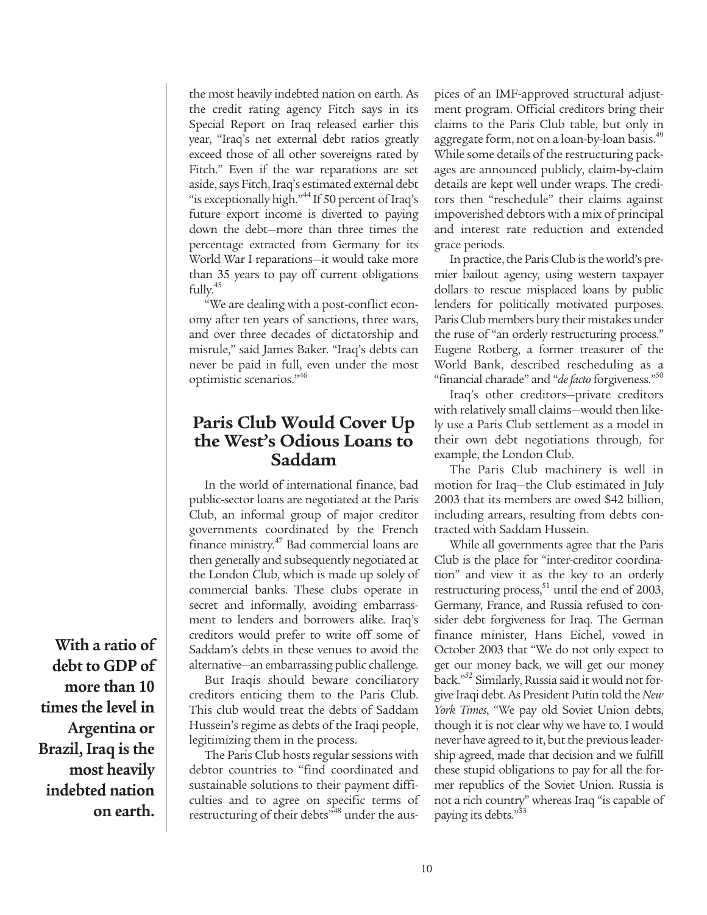the most heavily indebted nation on earth. As the credit rating agency Fitch says in its Special Report on Iraq released earlier this year, "Iraq's net external debt ratios greatly exceed those of all other sovereigns rated by Fitch." Even if the war reparations are set aside, says Fitch, Iraq's estimated external debt "is exceptionally high."[44] If 50 percent of Iraq's future export income is diverted to paying down the debt—more than three times the percentage extracted from Germany for its World War I reparations—it would take more than 35 years to pay off current obligations fully.[45]

"We are dealing with a post-conflict economy after ten years of sanctions, three wars, and over three decades of dictatorship and misrule," said James Baker. "Iraq's debts can never be paid in full, even under the most optimistic scenarios."[46]

**With a ratio of debt to GDP of more than 10 times the level in Argentina or Brazil, Iraq is the most heavily indebted nation on earth.**

## Paris Club Would Cover Up the West's Odious Loans to Saddam

In the world of international finance, bad public-sector loans are negotiated at the Paris Club, an informal group of major creditor governments coordinated by the French finance ministry.[47] Bad commercial loans are then generally and subsequently negotiated at the London Club, which is made up solely of commercial banks. These clubs operate in secret and informally, avoiding embarrassment to lenders and borrowers alike. Iraq's creditors would prefer to write off some of Saddam's debts in these venues to avoid the alternative—an embarrassing public challenge.

But Iraqis should beware conciliatory creditors enticing them to the Paris Club. This club would treat the debts of Saddam Hussein's regime as debts of the Iraqi people, legitimizing them in the process.

The Paris Club hosts regular sessions with debtor countries to "find coordinated and sustainable solutions to their payment difficulties and to agree on specific terms of restructuring of their debts"[48] under the auspices of an IMF-approved structural adjustment program. Official creditors bring their claims to the Paris Club table, but only in aggregate form, not on a loan-by-loan basis.[49] While some details of the restructuring packages are announced publicly, claim-by-claim details are kept well under wraps. The creditors then "reschedule" their claims against impoverished debtors with a mix of principal and interest rate reduction and extended grace periods.

In practice, the Paris Club is the world's premier bailout agency, using western taxpayer dollars to rescue misplaced loans by public lenders for politically motivated purposes. Paris Club members bury their mistakes under the ruse of "an orderly restructuring process." Eugene Rotberg, a former treasurer of the World Bank, described rescheduling as a "financial charade" and "*de facto* forgiveness."[50]

Iraq's other creditors—private creditors with relatively small claims—would then likely use a Paris Club settlement as a model in their own debt negotiations through, for example, the London Club.

The Paris Club machinery is well in motion for Iraq—the Club estimated in July 2003 that its members are owed $42 billion, including arrears, resulting from debts contracted with Saddam Hussein.

While all governments agree that the Paris Club is the place for "inter-creditor coordination" and view it as the key to an orderly restructuring process,[51] until the end of 2003, Germany, France, and Russia refused to consider debt forgiveness for Iraq. The German finance minister, Hans Eichel, vowed in October 2003 that "We do not only expect to get our money back, we will get our money back."[52] Similarly, Russia said it would not forgive Iraqi debt. As President Putin told the *New York Times*, "We pay old Soviet Union debts, though it is not clear why we have to. I would never have agreed to it, but the previous leadership agreed, made that decision and we fulfill these stupid obligations to pay for all the former republics of the Soviet Union. Russia is not a rich country" whereas Iraq "is capable of paying its debts."[53]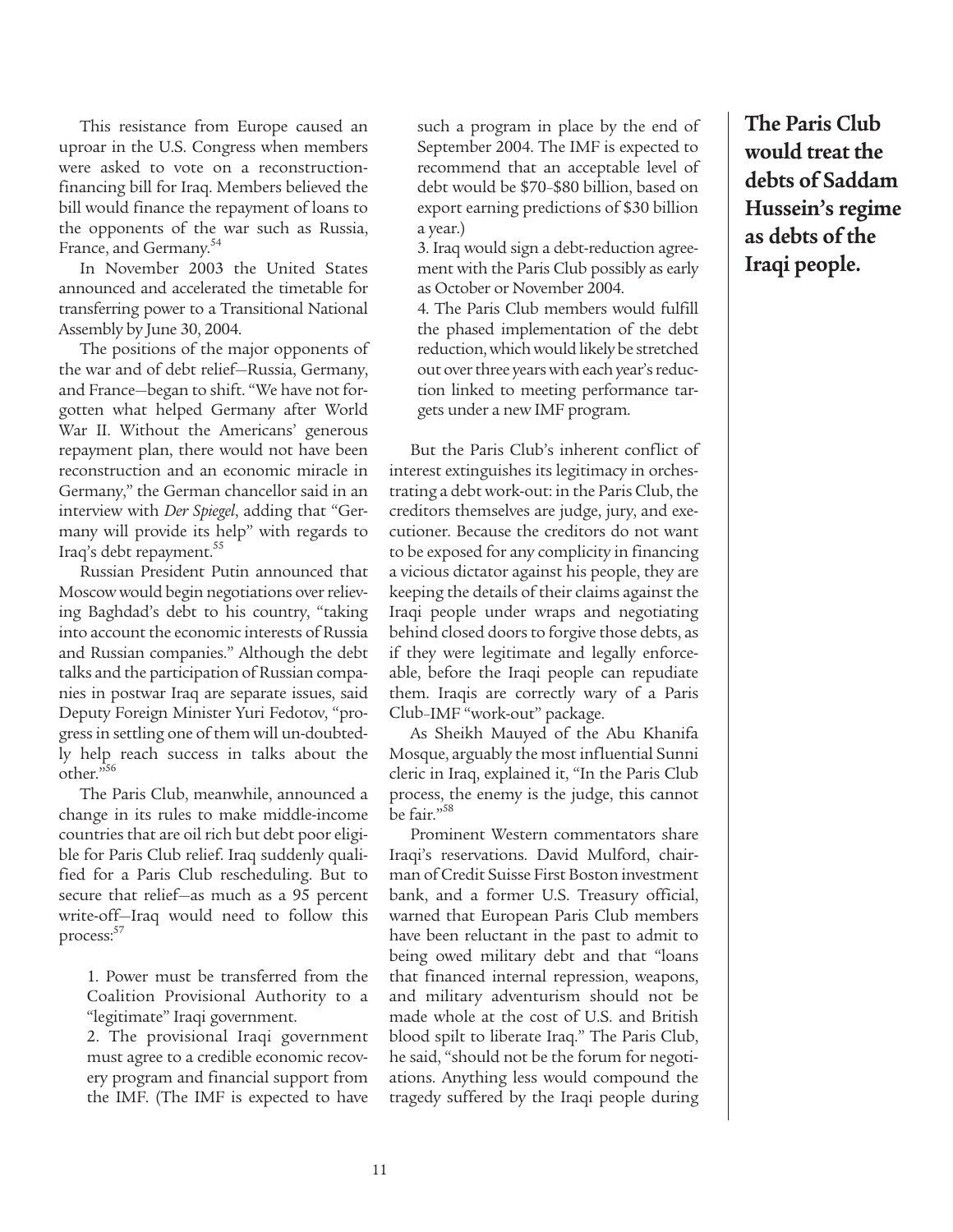This resistance from Europe caused an uproar in the U.S. Congress when members were asked to vote on a reconstruction-financing bill for Iraq. Members believed the bill would finance the repayment of loans to the opponents of the war such as Russia, France, and Germany.[54]

In November 2003 the United States announced and accelerated the timetable for transferring power to a Transitional National Assembly by June 30, 2004.

The positions of the major opponents of the war and of debt relief—Russia, Germany, and France—began to shift. "We have not forgotten what helped Germany after World War II. Without the Americans' generous repayment plan, there would not have been reconstruction and an economic miracle in Germany," the German chancellor said in an interview with *Der Spiegel*, adding that "Germany will provide its help" with regards to Iraq's debt repayment.[55]

Russian President Putin announced that Moscow would begin negotiations over relieving Baghdad's debt to his country, "taking into account the economic interests of Russia and Russian companies." Although the debt talks and the participation of Russian companies in postwar Iraq are separate issues, said Deputy Foreign Minister Yuri Fedotov, "progress in settling one of them will un-doubtedly help reach success in talks about the other."[56]

The Paris Club, meanwhile, announced a change in its rules to make middle-income countries that are oil rich but debt poor eligible for Paris Club relief. Iraq suddenly qualified for a Paris Club rescheduling. But to secure that relief—as much as a 95 percent write-off—Iraq would need to follow this process:[57]

1. Power must be transferred from the Coalition Provisional Authority to a "legitimate" Iraqi government.
2. The provisional Iraqi government must agree to a credible economic recovery program and financial support from the IMF. (The IMF is expected to have such a program in place by the end of September 2004. The IMF is expected to recommend that an acceptable level of debt would be $70–$80 billion, based on export earning predictions of $30 billion a year.)
3. Iraq would sign a debt-reduction agreement with the Paris Club possibly as early as October or November 2004.
4. The Paris Club members would fulfill the phased implementation of the debt reduction, which would likely be stretched out over three years with each year's reduction linked to meeting performance targets under a new IMF program.

But the Paris Club's inherent conflict of interest extinguishes its legitimacy in orchestrating a debt work-out: in the Paris Club, the creditors themselves are judge, jury, and executioner. Because the creditors do not want to be exposed for any complicity in financing a vicious dictator against his people, they are keeping the details of their claims against the Iraqi people under wraps and negotiating behind closed doors to forgive those debts, as if they were legitimate and legally enforceable, before the Iraqi people can repudiate them. Iraqis are correctly wary of a Paris Club–IMF "work-out" package.

As Sheikh Mauyed of the Abu Khanifa Mosque, arguably the most influential Sunni cleric in Iraq, explained it, "In the Paris Club process, the enemy is the judge, this cannot be fair."[58]

Prominent Western commentators share Iraqi's reservations. David Mulford, chairman of Credit Suisse First Boston investment bank, and a former U.S. Treasury official, warned that European Paris Club members have been reluctant in the past to admit to being owed military debt and that "loans that financed internal repression, weapons, and military adventurism should not be made whole at the cost of U.S. and British blood spilt to liberate Iraq." The Paris Club, he said, "should not be the forum for negotiations. Anything less would compound the tragedy suffered by the Iraqi people during

**The Paris Club would treat the debts of Saddam Hussein's regime as debts of the Iraqi people.**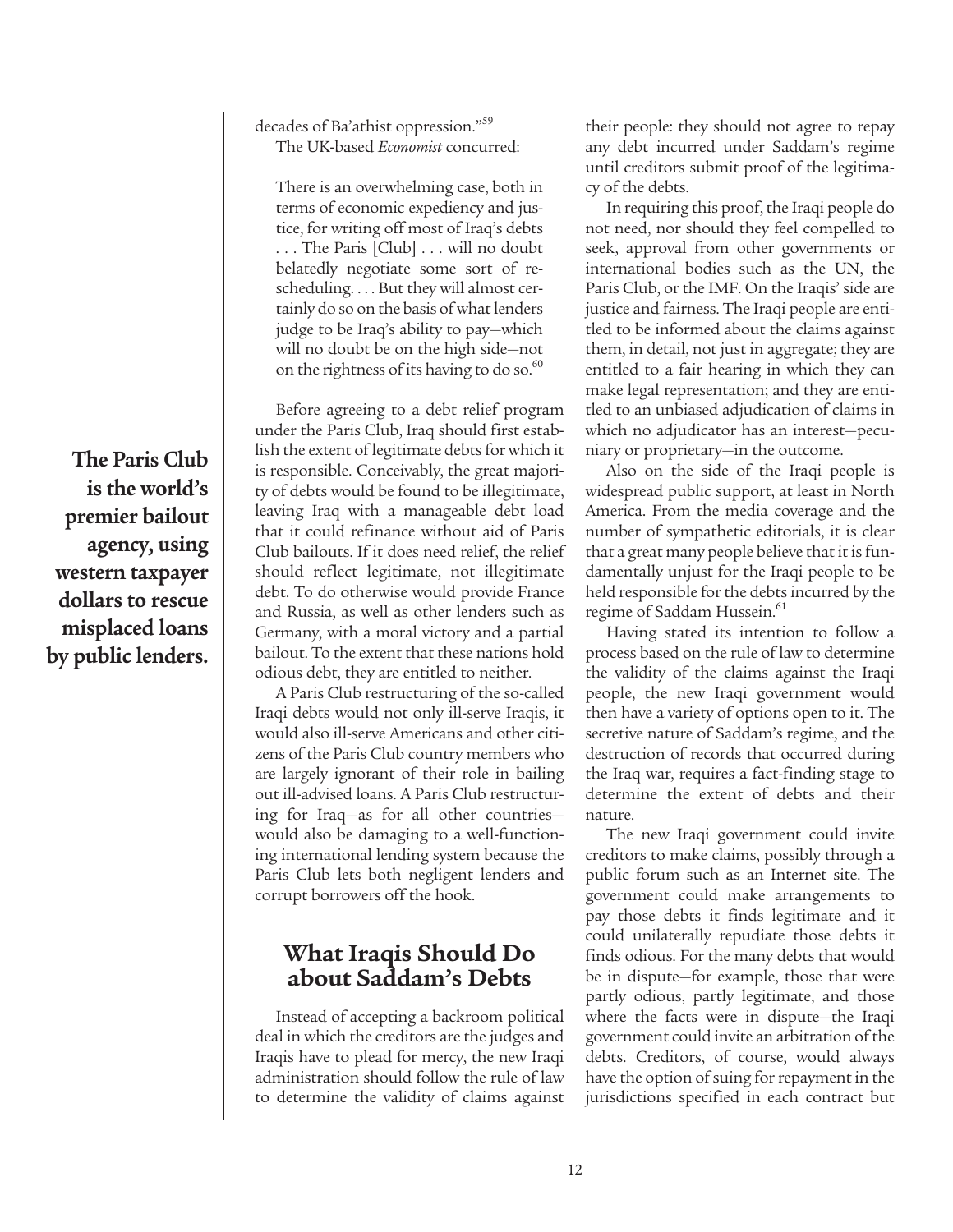decades of Ba'athist oppression."[59]

The UK-based *Economist* concurred:

> There is an overwhelming case, both in terms of economic expediency and justice, for writing off most of Iraq's debts . . . The Paris [Club] . . . will no doubt belatedly negotiate some sort of rescheduling. . . . But they will almost certainly do so on the basis of what lenders judge to be Iraq's ability to pay—which will no doubt be on the high side—not on the rightness of its having to do so.[60]

Before agreeing to a debt relief program under the Paris Club, Iraq should first establish the extent of legitimate debts for which it is responsible. Conceivably, the great majority of debts would be found to be illegitimate, leaving Iraq with a manageable debt load that it could refinance without aid of Paris Club bailouts. If it does need relief, the relief should reflect legitimate, not illegitimate debt. To do otherwise would provide France and Russia, as well as other lenders such as Germany, with a moral victory and a partial bailout. To the extent that these nations hold odious debt, they are entitled to neither.

**The Paris Club is the world's premier bailout agency, using western taxpayer dollars to rescue misplaced loans by public lenders.**

A Paris Club restructuring of the so-called Iraqi debts would not only ill-serve Iraqis, it would also ill-serve Americans and other citizens of the Paris Club country members who are largely ignorant of their role in bailing out ill-advised loans. A Paris Club restructuring for Iraq—as for all other countries—would also be damaging to a well-functioning international lending system because the Paris Club lets both negligent lenders and corrupt borrowers off the hook.

## What Iraqis Should Do about Saddam's Debts

Instead of accepting a backroom political deal in which the creditors are the judges and Iraqis have to plead for mercy, the new Iraqi administration should follow the rule of law to determine the validity of claims against their people: they should not agree to repay any debt incurred under Saddam's regime until creditors submit proof of the legitimacy of the debts.

In requiring this proof, the Iraqi people do not need, nor should they feel compelled to seek, approval from other governments or international bodies such as the UN, the Paris Club, or the IMF. On the Iraqis' side are justice and fairness. The Iraqi people are entitled to be informed about the claims against them, in detail, not just in aggregate; they are entitled to a fair hearing in which they can make legal representation; and they are entitled to an unbiased adjudication of claims in which no adjudicator has an interest—pecuniary or proprietary—in the outcome.

Also on the side of the Iraqi people is widespread public support, at least in North America. From the media coverage and the number of sympathetic editorials, it is clear that a great many people believe that it is fundamentally unjust for the Iraqi people to be held responsible for the debts incurred by the regime of Saddam Hussein.[61]

Having stated its intention to follow a process based on the rule of law to determine the validity of the claims against the Iraqi people, the new Iraqi government would then have a variety of options open to it. The secretive nature of Saddam's regime, and the destruction of records that occurred during the Iraq war, requires a fact-finding stage to determine the extent of debts and their nature.

The new Iraqi government could invite creditors to make claims, possibly through a public forum such as an Internet site. The government could make arrangements to pay those debts it finds legitimate and it could unilaterally repudiate those debts it finds odious. For the many debts that would be in dispute—for example, those that were partly odious, partly legitimate, and those where the facts were in dispute—the Iraqi government could invite an arbitration of the debts. Creditors, of course, would always have the option of suing for repayment in the jurisdictions specified in each contract but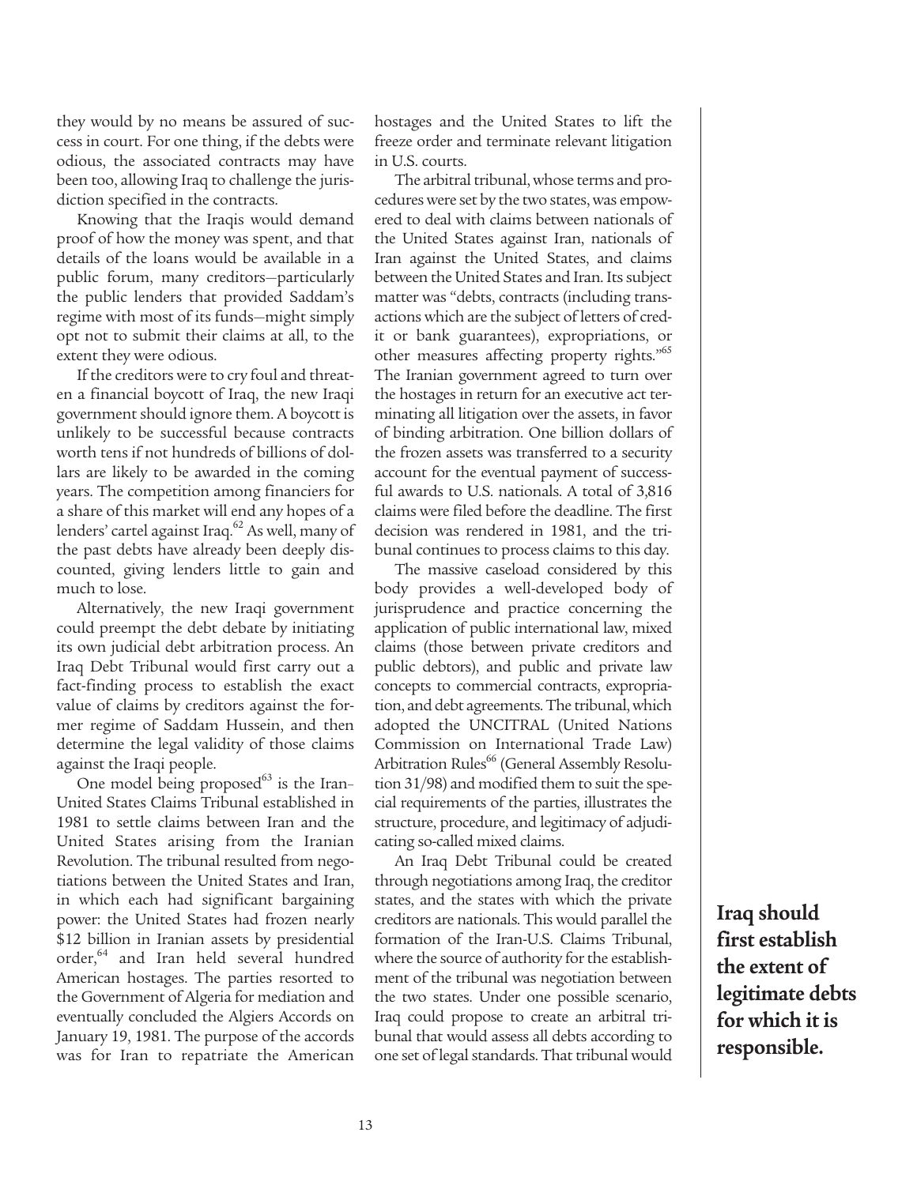they would by no means be assured of success in court. For one thing, if the debts were odious, the associated contracts may have been too, allowing Iraq to challenge the jurisdiction specified in the contracts.

Knowing that the Iraqis would demand proof of how the money was spent, and that details of the loans would be available in a public forum, many creditors—particularly the public lenders that provided Saddam's regime with most of its funds—might simply opt not to submit their claims at all, to the extent they were odious.

If the creditors were to cry foul and threaten a financial boycott of Iraq, the new Iraqi government should ignore them. A boycott is unlikely to be successful because contracts worth tens if not hundreds of billions of dollars are likely to be awarded in the coming years. The competition among financiers for a share of this market will end any hopes of a lenders' cartel against Iraq.[62] As well, many of the past debts have already been deeply discounted, giving lenders little to gain and much to lose.

Alternatively, the new Iraqi government could preempt the debt debate by initiating its own judicial debt arbitration process. An Iraq Debt Tribunal would first carry out a fact-finding process to establish the exact value of claims by creditors against the former regime of Saddam Hussein, and then determine the legal validity of those claims against the Iraqi people.

One model being proposed[63] is the Iran-United States Claims Tribunal established in 1981 to settle claims between Iran and the United States arising from the Iranian Revolution. The tribunal resulted from negotiations between the United States and Iran, in which each had significant bargaining power: the United States had frozen nearly $12 billion in Iranian assets by presidential order,[64] and Iran held several hundred American hostages. The parties resorted to the Government of Algeria for mediation and eventually concluded the Algiers Accords on January 19, 1981. The purpose of the accords was for Iran to repatriate the American hostages and the United States to lift the freeze order and terminate relevant litigation in U.S. courts.

The arbitral tribunal, whose terms and procedures were set by the two states, was empowered to deal with claims between nationals of the United States against Iran, nationals of Iran against the United States, and claims between the United States and Iran. Its subject matter was "debts, contracts (including transactions which are the subject of letters of credit or bank guarantees), expropriations, or other measures affecting property rights."[65] The Iranian government agreed to turn over the hostages in return for an executive act terminating all litigation over the assets, in favor of binding arbitration. One billion dollars of the frozen assets was transferred to a security account for the eventual payment of successful awards to U.S. nationals. A total of 3,816 claims were filed before the deadline. The first decision was rendered in 1981, and the tribunal continues to process claims to this day.

The massive caseload considered by this body provides a well-developed body of jurisprudence and practice concerning the application of public international law, mixed claims (those between private creditors and public debtors), and public and private law concepts to commercial contracts, expropriation, and debt agreements. The tribunal, which adopted the UNCITRAL (United Nations Commission on International Trade Law) Arbitration Rules[66] (General Assembly Resolution 31/98) and modified them to suit the special requirements of the parties, illustrates the structure, procedure, and legitimacy of adjudicating so-called mixed claims.

An Iraq Debt Tribunal could be created through negotiations among Iraq, the creditor states, and the states with which the private creditors are nationals. This would parallel the formation of the Iran-U.S. Claims Tribunal, where the source of authority for the establishment of the tribunal was negotiation between the two states. Under one possible scenario, Iraq could propose to create an arbitral tribunal that would assess all debts according to one set of legal standards. That tribunal would

**Iraq should first establish the extent of legitimate debts for which it is responsible.**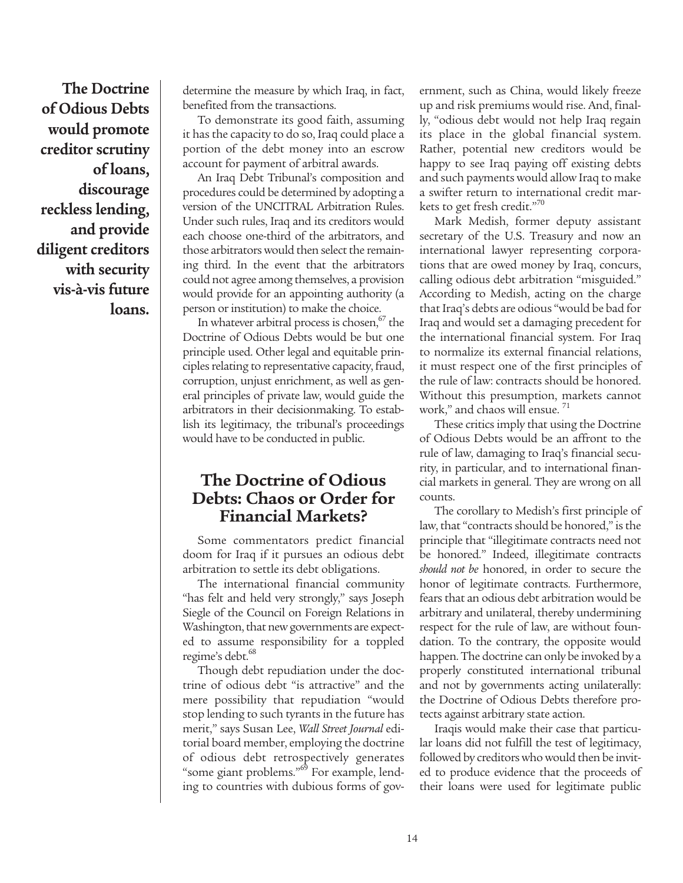**The Doctrine of Odious Debts would promote creditor scrutiny of loans, discourage reckless lending, and provide diligent creditors with security vis-à-vis future loans.**

determine the measure by which Iraq, in fact, benefited from the transactions.

To demonstrate its good faith, assuming it has the capacity to do so, Iraq could place a portion of the debt money into an escrow account for payment of arbitral awards.

An Iraq Debt Tribunal's composition and procedures could be determined by adopting a version of the UNCITRAL Arbitration Rules. Under such rules, Iraq and its creditors would each choose one-third of the arbitrators, and those arbitrators would then select the remaining third. In the event that the arbitrators could not agree among themselves, a provision would provide for an appointing authority (a person or institution) to make the choice.

In whatever arbitral process is chosen,[67] the Doctrine of Odious Debts would be but one principle used. Other legal and equitable principles relating to representative capacity, fraud, corruption, unjust enrichment, as well as general principles of private law, would guide the arbitrators in their decisionmaking. To establish its legitimacy, the tribunal's proceedings would have to be conducted in public.

## The Doctrine of Odious Debts: Chaos or Order for Financial Markets?

Some commentators predict financial doom for Iraq if it pursues an odious debt arbitration to settle its debt obligations.

The international financial community "has felt and held very strongly," says Joseph Siegle of the Council on Foreign Relations in Washington, that new governments are expected to assume responsibility for a toppled regime's debt.[68]

Though debt repudiation under the doctrine of odious debt "is attractive" and the mere possibility that repudiation "would stop lending to such tyrants in the future has merit," says Susan Lee, *Wall Street Journal* editorial board member, employing the doctrine of odious debt retrospectively generates "some giant problems."[69] For example, lending to countries with dubious forms of government, such as China, would likely freeze up and risk premiums would rise. And, finally, "odious debt would not help Iraq regain its place in the global financial system. Rather, potential new creditors would be happy to see Iraq paying off existing debts and such payments would allow Iraq to make a swifter return to international credit markets to get fresh credit."[70]

Mark Medish, former deputy assistant secretary of the U.S. Treasury and now an international lawyer representing corporations that are owed money by Iraq, concurs, calling odious debt arbitration "misguided." According to Medish, acting on the charge that Iraq's debts are odious "would be bad for Iraq and would set a damaging precedent for the international financial system. For Iraq to normalize its external financial relations, it must respect one of the first principles of the rule of law: contracts should be honored. Without this presumption, markets cannot work," and chaos will ensue.[71]

These critics imply that using the Doctrine of Odious Debts would be an affront to the rule of law, damaging to Iraq's financial security, in particular, and to international financial markets in general. They are wrong on all counts.

The corollary to Medish's first principle of law, that "contracts should be honored," is the principle that "illegitimate contracts need not be honored." Indeed, illegitimate contracts *should not be* honored, in order to secure the honor of legitimate contracts. Furthermore, fears that an odious debt arbitration would be arbitrary and unilateral, thereby undermining respect for the rule of law, are without foundation. To the contrary, the opposite would happen. The doctrine can only be invoked by a properly constituted international tribunal and not by governments acting unilaterally: the Doctrine of Odious Debts therefore protects against arbitrary state action.

Iraqis would make their case that particular loans did not fulfill the test of legitimacy, followed by creditors who would then be invited to produce evidence that the proceeds of their loans were used for legitimate public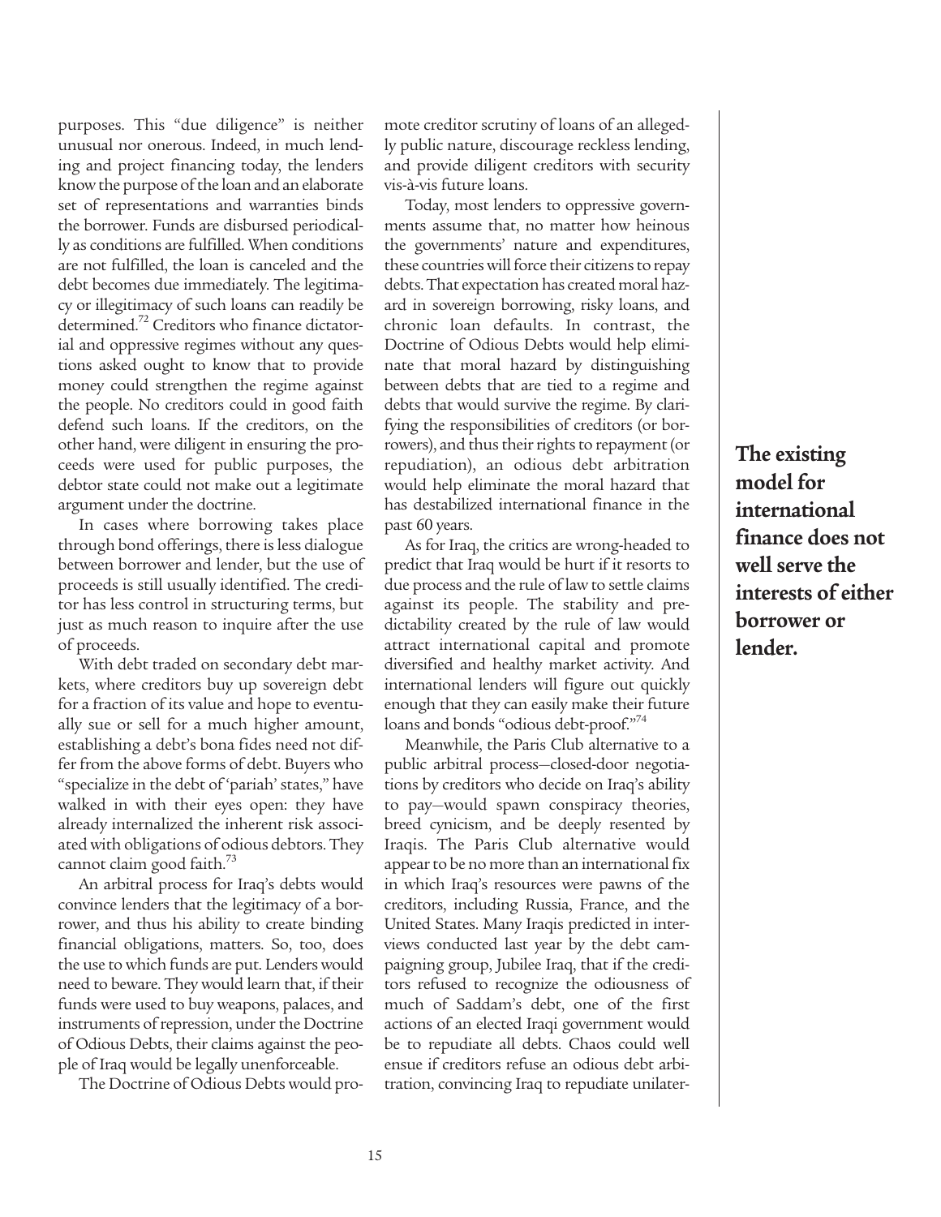purposes. This "due diligence" is neither unusual nor onerous. Indeed, in much lending and project financing today, the lenders know the purpose of the loan and an elaborate set of representations and warranties binds the borrower. Funds are disbursed periodically as conditions are fulfilled. When conditions are not fulfilled, the loan is canceled and the debt becomes due immediately. The legitimacy or illegitimacy of such loans can readily be determined.[72] Creditors who finance dictatorial and oppressive regimes without any questions asked ought to know that to provide money could strengthen the regime against the people. No creditors could in good faith defend such loans. If the creditors, on the other hand, were diligent in ensuring the proceeds were used for public purposes, the debtor state could not make out a legitimate argument under the doctrine.

In cases where borrowing takes place through bond offerings, there is less dialogue between borrower and lender, but the use of proceeds is still usually identified. The creditor has less control in structuring terms, but just as much reason to inquire after the use of proceeds.

With debt traded on secondary debt markets, where creditors buy up sovereign debt for a fraction of its value and hope to eventually sue or sell for a much higher amount, establishing a debt's bona fides need not differ from the above forms of debt. Buyers who "specialize in the debt of 'pariah' states," have walked in with their eyes open: they have already internalized the inherent risk associated with obligations of odious debtors. They cannot claim good faith.[73]

An arbitral process for Iraq's debts would convince lenders that the legitimacy of a borrower, and thus his ability to create binding financial obligations, matters. So, too, does the use to which funds are put. Lenders would need to beware. They would learn that, if their funds were used to buy weapons, palaces, and instruments of repression, under the Doctrine of Odious Debts, their claims against the people of Iraq would be legally unenforceable.

The Doctrine of Odious Debts would promote creditor scrutiny of loans of an allegedly public nature, discourage reckless lending, and provide diligent creditors with security vis-à-vis future loans.

Today, most lenders to oppressive governments assume that, no matter how heinous the governments' nature and expenditures, these countries will force their citizens to repay debts. That expectation has created moral hazard in sovereign borrowing, risky loans, and chronic loan defaults. In contrast, the Doctrine of Odious Debts would help eliminate that moral hazard by distinguishing between debts that are tied to a regime and debts that would survive the regime. By clarifying the responsibilities of creditors (or borrowers), and thus their rights to repayment (or repudiation), an odious debt arbitration would help eliminate the moral hazard that has destabilized international finance in the past 60 years.

As for Iraq, the critics are wrong-headed to predict that Iraq would be hurt if it resorts to due process and the rule of law to settle claims against its people. The stability and predictability created by the rule of law would attract international capital and promote diversified and healthy market activity. And international lenders will figure out quickly enough that they can easily make their future loans and bonds "odious debt-proof."[74]

Meanwhile, the Paris Club alternative to a public arbitral process—closed-door negotiations by creditors who decide on Iraq's ability to pay—would spawn conspiracy theories, breed cynicism, and be deeply resented by Iraqis. The Paris Club alternative would appear to be no more than an international fix in which Iraq's resources were pawns of the creditors, including Russia, France, and the United States. Many Iraqis predicted in interviews conducted last year by the debt campaigning group, Jubilee Iraq, that if the creditors refused to recognize the odiousness of much of Saddam's debt, one of the first actions of an elected Iraqi government would be to repudiate all debts. Chaos could well ensue if creditors refuse an odious debt arbitration, convincing Iraq to repudiate unilater-

**The existing model for international finance does not well serve the interests of either borrower or lender.**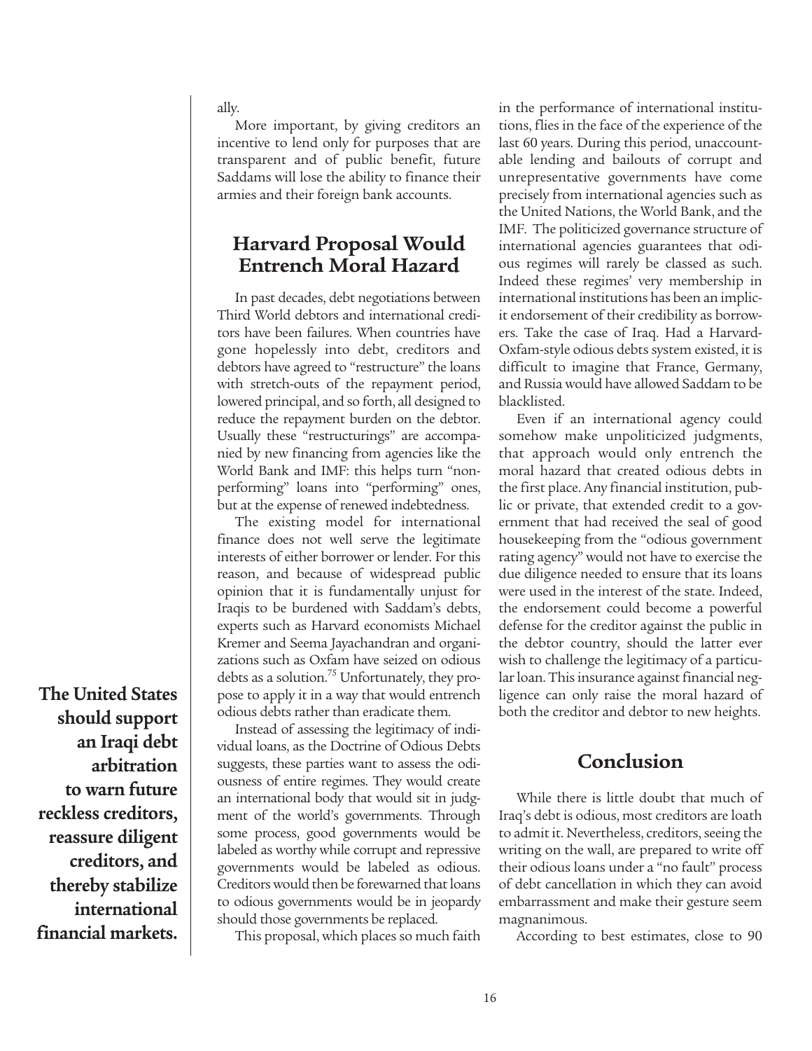ally.

More important, by giving creditors an incentive to lend only for purposes that are transparent and of public benefit, future Saddams will lose the ability to finance their armies and their foreign bank accounts.

## Harvard Proposal Would Entrench Moral Hazard

In past decades, debt negotiations between Third World debtors and international creditors have been failures. When countries have gone hopelessly into debt, creditors and debtors have agreed to "restructure" the loans with stretch-outs of the repayment period, lowered principal, and so forth, all designed to reduce the repayment burden on the debtor. Usually these "restructurings" are accompanied by new financing from agencies like the World Bank and IMF: this helps turn "non-performing" loans into "performing" ones, but at the expense of renewed indebtedness.

The existing model for international finance does not well serve the legitimate interests of either borrower or lender. For this reason, and because of widespread public opinion that it is fundamentally unjust for Iraqis to be burdened with Saddam's debts, experts such as Harvard economists Michael Kremer and Seema Jayachandran and organizations such as Oxfam have seized on odious debts as a solution.[75] Unfortunately, they propose to apply it in a way that would entrench odious debts rather than eradicate them.

**The United States should support an Iraqi debt arbitration to warn future reckless creditors, reassure diligent creditors, and thereby stabilize international financial markets.**

Instead of assessing the legitimacy of individual loans, as the Doctrine of Odious Debts suggests, these parties want to assess the odiousness of entire regimes. They would create an international body that would sit in judgment of the world's governments. Through some process, good governments would be labeled as worthy while corrupt and repressive governments would be labeled as odious. Creditors would then be forewarned that loans to odious governments would be in jeopardy should those governments be replaced.

This proposal, which places so much faith in the performance of international institutions, flies in the face of the experience of the last 60 years. During this period, unaccountable lending and bailouts of corrupt and unrepresentative governments have come precisely from international agencies such as the United Nations, the World Bank, and the IMF. The politicized governance structure of international agencies guarantees that odious regimes will rarely be classed as such. Indeed these regimes' very membership in international institutions has been an implicit endorsement of their credibility as borrowers. Take the case of Iraq. Had a Harvard-Oxfam-style odious debts system existed, it is difficult to imagine that France, Germany, and Russia would have allowed Saddam to be blacklisted.

Even if an international agency could somehow make unpoliticized judgments, that approach would only entrench the moral hazard that created odious debts in the first place. Any financial institution, public or private, that extended credit to a government that had received the seal of good housekeeping from the "odious government rating agency" would not have to exercise the due diligence needed to ensure that its loans were used in the interest of the state. Indeed, the endorsement could become a powerful defense for the creditor against the public in the debtor country, should the latter ever wish to challenge the legitimacy of a particular loan. This insurance against financial negligence can only raise the moral hazard of both the creditor and debtor to new heights.

## Conclusion

While there is little doubt that much of Iraq's debt is odious, most creditors are loath to admit it. Nevertheless, creditors, seeing the writing on the wall, are prepared to write off their odious loans under a "no fault" process of debt cancellation in which they can avoid embarrassment and make their gesture seem magnanimous.

According to best estimates, close to 90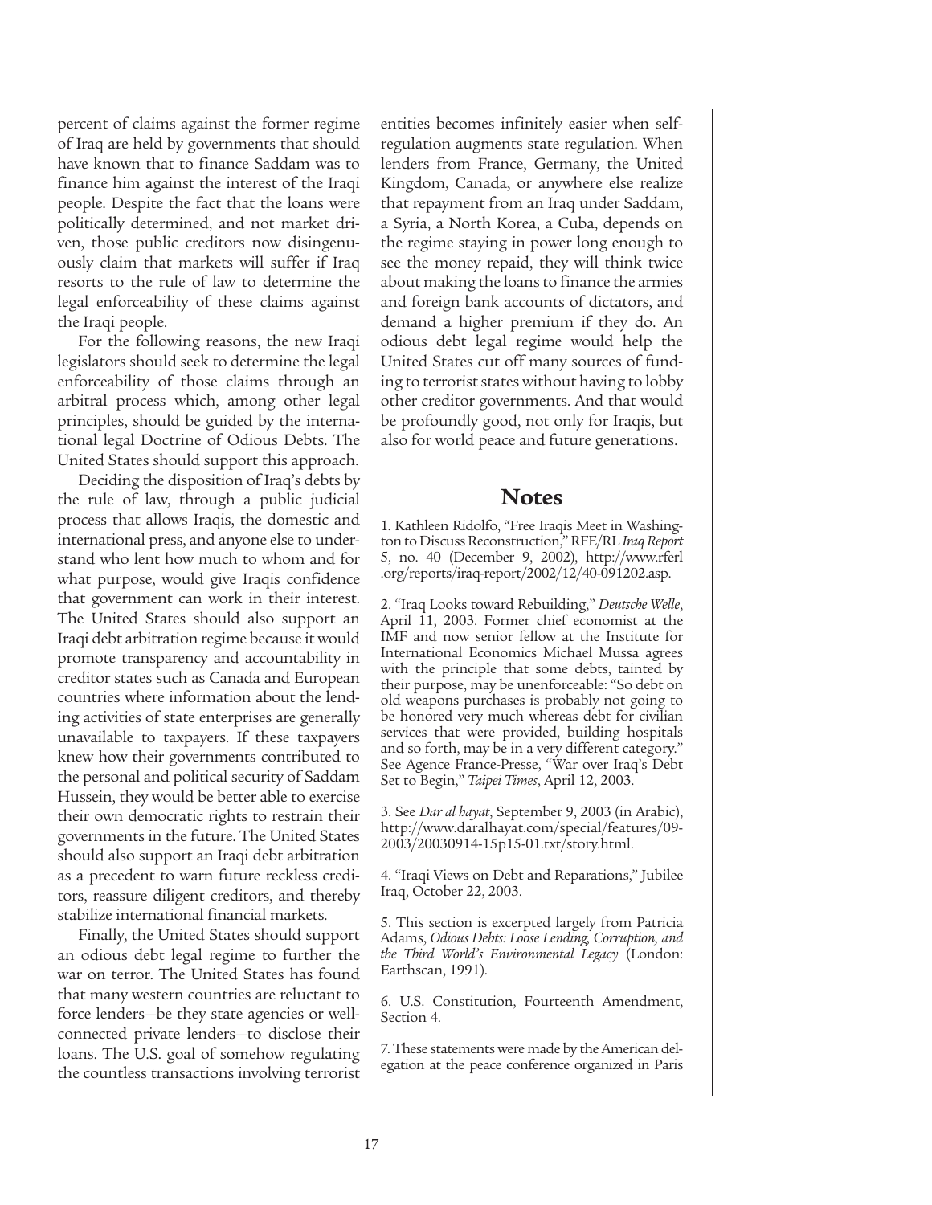percent of claims against the former regime of Iraq are held by governments that should have known that to finance Saddam was to finance him against the interest of the Iraqi people. Despite the fact that the loans were politically determined, and not market driven, those public creditors now disingenuously claim that markets will suffer if Iraq resorts to the rule of law to determine the legal enforceability of these claims against the Iraqi people.

For the following reasons, the new Iraqi legislators should seek to determine the legal enforceability of those claims through an arbitral process which, among other legal principles, should be guided by the international legal Doctrine of Odious Debts. The United States should support this approach.

Deciding the disposition of Iraq's debts by the rule of law, through a public judicial process that allows Iraqis, the domestic and international press, and anyone else to understand who lent how much to whom and for what purpose, would give Iraqis confidence that government can work in their interest. The United States should also support an Iraqi debt arbitration regime because it would promote transparency and accountability in creditor states such as Canada and European countries where information about the lending activities of state enterprises are generally unavailable to taxpayers. If these taxpayers knew how their governments contributed to the personal and political security of Saddam Hussein, they would be better able to exercise their own democratic rights to restrain their governments in the future. The United States should also support an Iraqi debt arbitration as a precedent to warn future reckless creditors, reassure diligent creditors, and thereby stabilize international financial markets.

Finally, the United States should support an odious debt legal regime to further the war on terror. The United States has found that many western countries are reluctant to force lenders—be they state agencies or well-connected private lenders—to disclose their loans. The U.S. goal of somehow regulating the countless transactions involving terrorist entities becomes infinitely easier when self-regulation augments state regulation. When lenders from France, Germany, the United Kingdom, Canada, or anywhere else realize that repayment from an Iraq under Saddam, a Syria, a North Korea, a Cuba, depends on the regime staying in power long enough to see the money repaid, they will think twice about making the loans to finance the armies and foreign bank accounts of dictators, and demand a higher premium if they do. An odious debt legal regime would help the United States cut off many sources of funding to terrorist states without having to lobby other creditor governments. And that would be profoundly good, not only for Iraqis, but also for world peace and future generations.

## Notes

1. Kathleen Ridolfo, "Free Iraqis Meet in Washington to Discuss Reconstruction," RFE/RL *Iraq Report* 5, no. 40 (December 9, 2002), http://www.rferl.org/reports/iraq-report/2002/12/40-091202.asp.

2. "Iraq Looks toward Rebuilding," *Deutsche Welle*, April 11, 2003. Former chief economist at the IMF and now senior fellow at the Institute for International Economics Michael Mussa agrees with the principle that some debts, tainted by their purpose, may be unenforceable: "So debt on old weapons purchases is probably not going to be honored very much whereas debt for civilian services that were provided, building hospitals and so forth, may be in a very different category." See Agence France-Presse, "War over Iraq's Debt Set to Begin," *Taipei Times*, April 12, 2003.

3. See *Dar al hayat*, September 9, 2003 (in Arabic), http://www.daralhayat.com/special/features/09-2003/20030914-15p15-01.txt/story.html.

4. "Iraqi Views on Debt and Reparations," Jubilee Iraq, October 22, 2003.

5. This section is excerpted largely from Patricia Adams, *Odious Debts: Loose Lending, Corruption, and the Third World's Environmental Legacy* (London: Earthscan, 1991).

6. U.S. Constitution, Fourteenth Amendment, Section 4.

7. These statements were made by the American delegation at the peace conference organized in Paris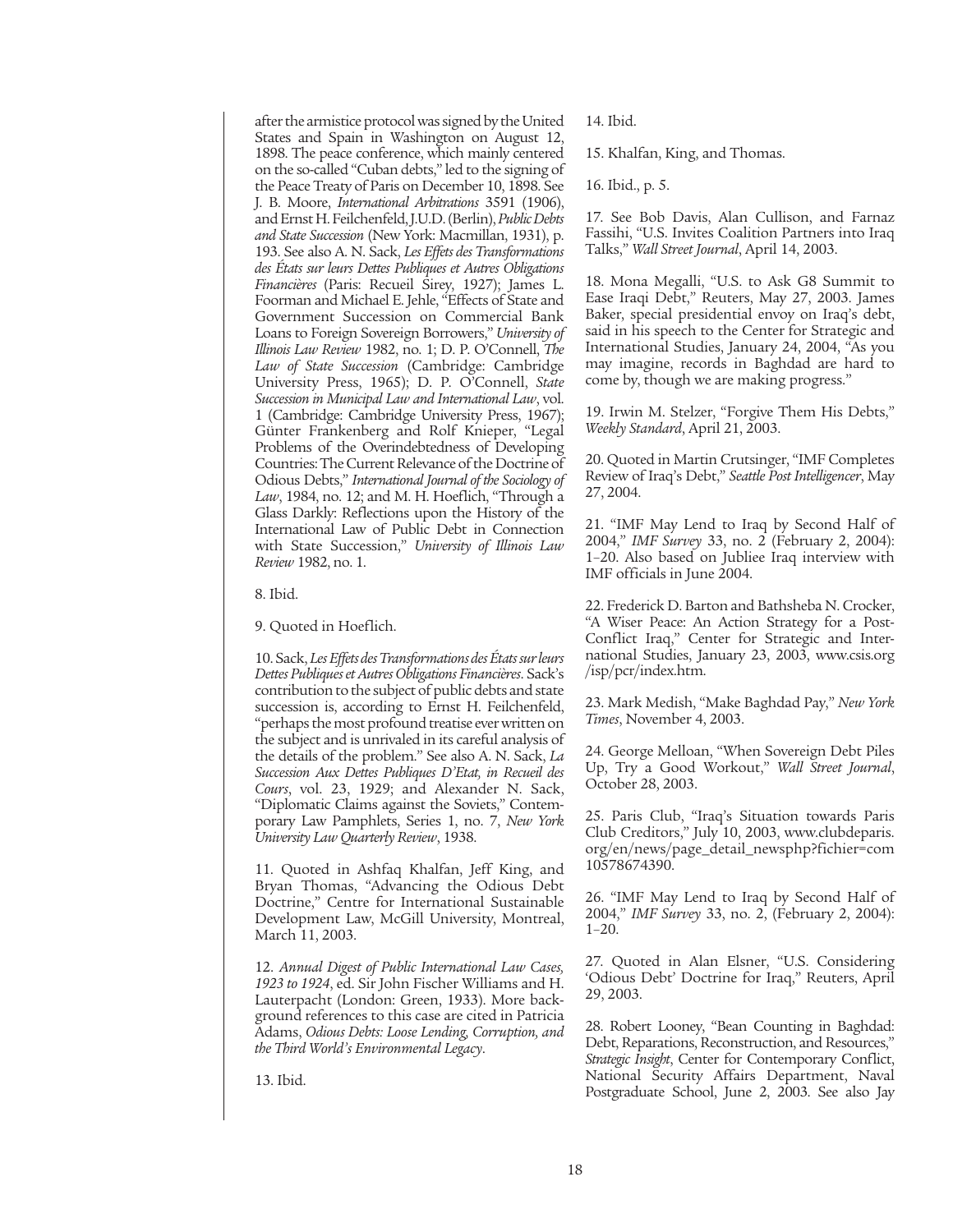after the armistice protocol was signed by the United States and Spain in Washington on August 12, 1898. The peace conference, which mainly centered on the so-called "Cuban debts," led to the signing of the Peace Treaty of Paris on December 10, 1898. See J. B. Moore, *International Arbitrations* 3591 (1906), and Ernst H. Feilchenfeld, J.U.D. (Berlin), *Public Debts and State Succession* (New York: Macmillan, 1931), p. 193. See also A. N. Sack, *Les Effets des Transformations des États sur leurs Dettes Publiques et Autres Obligations Financières* (Paris: Recueil Sirey, 1927); James L. Foorman and Michael E. Jehle, "Effects of State and Government Succession on Commercial Bank Loans to Foreign Sovereign Borrowers," *University of Illinois Law Review* 1982, no. 1; D. P. O'Connell, *The Law of State Succession* (Cambridge: Cambridge University Press, 1965); D. P. O'Connell, *State Succession in Municipal Law and International Law*, vol. 1 (Cambridge: Cambridge University Press, 1967); Günter Frankenberg and Rolf Knieper, "Legal Problems of the Overindebtedness of Developing Countries: The Current Relevance of the Doctrine of Odious Debts," *International Journal of the Sociology of Law*, 1984, no. 12; and M. H. Hoeflich, "Through a Glass Darkly: Reflections upon the History of the International Law of Public Debt in Connection with State Succession," *University of Illinois Law Review* 1982, no. 1.

8. Ibid.

9. Quoted in Hoeflich.

10. Sack, *Les Effets des Transformations des États sur leurs Dettes Publiques et Autres Obligations Financières*. Sack's contribution to the subject of public debts and state succession is, according to Ernst H. Feilchenfeld, "perhaps the most profound treatise ever written on the subject and is unrivaled in its careful analysis of the details of the problem." See also A. N. Sack, *La Succession Aux Dettes Publiques D'Etat, in Recueil des Cours*, vol. 23, 1929; and Alexander N. Sack, "Diplomatic Claims against the Soviets," Contemporary Law Pamphlets, Series 1, no. 7, *New York University Law Quarterly Review*, 1938.

11. Quoted in Ashfaq Khalfan, Jeff King, and Bryan Thomas, "Advancing the Odious Debt Doctrine," Centre for International Sustainable Development Law, McGill University, Montreal, March 11, 2003.

12. *Annual Digest of Public International Law Cases, 1923 to 1924*, ed. Sir John Fischer Williams and H. Lauterpacht (London: Green, 1933). More background references to this case are cited in Patricia Adams, *Odious Debts: Loose Lending, Corruption, and the Third World's Environmental Legacy*.

13. Ibid.

14. Ibid.

15. Khalfan, King, and Thomas.

16. Ibid., p. 5.

17. See Bob Davis, Alan Cullison, and Farnaz Fassihi, "U.S. Invites Coalition Partners into Iraq Talks," *Wall Street Journal*, April 14, 2003.

18. Mona Megalli, "U.S. to Ask G8 Summit to Ease Iraqi Debt," Reuters, May 27, 2003. James Baker, special presidential envoy on Iraq's debt, said in his speech to the Center for Strategic and International Studies, January 24, 2004, "As you may imagine, records in Baghdad are hard to come by, though we are making progress."

19. Irwin M. Stelzer, "Forgive Them His Debts," *Weekly Standard*, April 21, 2003.

20. Quoted in Martin Crutsinger, "IMF Completes Review of Iraq's Debt," *Seattle Post Intelligencer*, May 27, 2004.

21. "IMF May Lend to Iraq by Second Half of 2004," *IMF Survey* 33, no. 2 (February 2, 2004): 1–20. Also based on Jubliee Iraq interview with IMF officials in June 2004.

22. Frederick D. Barton and Bathsheba N. Crocker, "A Wiser Peace: An Action Strategy for a Post-Conflict Iraq," Center for Strategic and International Studies, January 23, 2003, www.csis.org/isp/pcr/index.htm.

23. Mark Medish, "Make Baghdad Pay," *New York Times*, November 4, 2003.

24. George Melloan, "When Sovereign Debt Piles Up, Try a Good Workout," *Wall Street Journal*, October 28, 2003.

25. Paris Club, "Iraq's Situation towards Paris Club Creditors," July 10, 2003, www.clubdeparis.org/en/news/page_detail_newsphp?fichier=com10578674390.

26. "IMF May Lend to Iraq by Second Half of 2004," *IMF Survey* 33, no. 2, (February 2, 2004): 1–20.

27. Quoted in Alan Elsner, "U.S. Considering 'Odious Debt' Doctrine for Iraq," Reuters, April 29, 2003.

28. Robert Looney, "Bean Counting in Baghdad: Debt, Reparations, Reconstruction, and Resources," *Strategic Insight*, Center for Contemporary Conflict, National Security Affairs Department, Naval Postgraduate School, June 2, 2003. See also Jay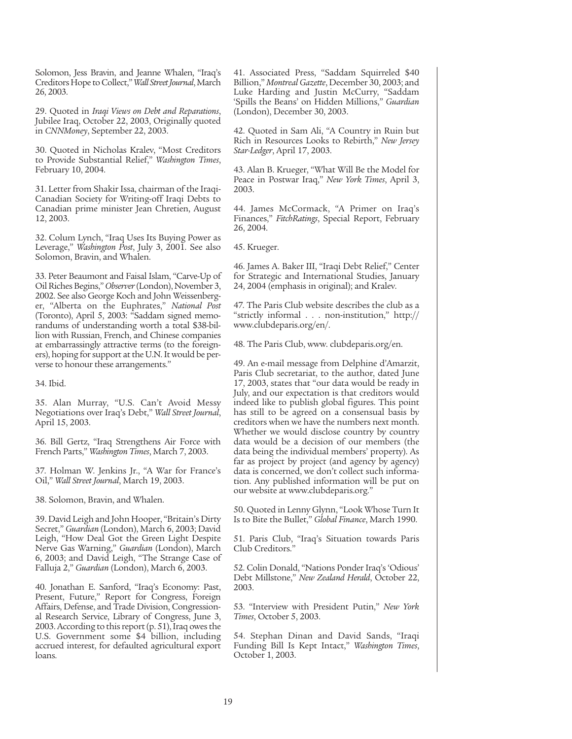Solomon, Jess Bravin, and Jeanne Whalen, "Iraq's Creditors Hope to Collect," *Wall Street Journal*, March 26, 2003.

29. Quoted in *Iraqi Views on Debt and Reparations*, Jubilee Iraq, October 22, 2003, Originally quoted in *CNNMoney*, September 22, 2003.

30. Quoted in Nicholas Kralev, "Most Creditors to Provide Substantial Relief," *Washington Times*, February 10, 2004.

31. Letter from Shakir Issa, chairman of the Iraqi-Canadian Society for Writing-off Iraqi Debts to Canadian prime minister Jean Chretien, August 12, 2003.

32. Colum Lynch, "Iraq Uses Its Buying Power as Leverage," *Washington Post*, July 3, 2001. See also Solomon, Bravin, and Whalen.

33. Peter Beaumont and Faisal Islam, "Carve-Up of Oil Riches Begins," *Observer* (London), November 3, 2002. See also George Koch and John Weissenberger, "Alberta on the Euphrates," *National Post* (Toronto), April 5, 2003: "Saddam signed memorandums of understanding worth a total $38-billion with Russian, French, and Chinese companies at embarrassingly attractive terms (to the foreigners), hoping for support at the U.N. It would be perverse to honour these arrangements."

34. Ibid.

35. Alan Murray, "U.S. Can't Avoid Messy Negotiations over Iraq's Debt," *Wall Street Journal*, April 15, 2003.

36. Bill Gertz, "Iraq Strengthens Air Force with French Parts," *Washington Times*, March 7, 2003.

37. Holman W. Jenkins Jr., "A War for France's Oil," *Wall Street Journal*, March 19, 2003.

38. Solomon, Bravin, and Whalen.

39. David Leigh and John Hooper, "Britain's Dirty Secret," *Guardian* (London), March 6, 2003; David Leigh, "How Deal Got the Green Light Despite Nerve Gas Warning," *Guardian* (London), March 6, 2003; and David Leigh, "The Strange Case of Falluja 2," *Guardian* (London), March 6, 2003.

40. Jonathan E. Sanford, "Iraq's Economy: Past, Present, Future," Report for Congress, Foreign Affairs, Defense, and Trade Division, Congressional Research Service, Library of Congress, June 3, 2003. According to this report (p. 51), Iraq owes the U.S. Government some $4 billion, including accrued interest, for defaulted agricultural export loans.

41. Associated Press, "Saddam Squirreled $40 Billion," *Montreal Gazette*, December 30, 2003; and Luke Harding and Justin McCurry, "Saddam 'Spills the Beans' on Hidden Millions," *Guardian* (London), December 30, 2003.

42. Quoted in Sam Ali, "A Country in Ruin but Rich in Resources Looks to Rebirth," *New Jersey Star-Ledger*, April 17, 2003.

43. Alan B. Krueger, "What Will Be the Model for Peace in Postwar Iraq," *New York Times*, April 3, 2003.

44. James McCormack, "A Primer on Iraq's Finances," *FitchRatings*, Special Report, February 26, 2004.

45. Krueger.

46. James A. Baker III, "Iraqi Debt Relief," Center for Strategic and International Studies, January 24, 2004 (emphasis in original); and Kralev.

47. The Paris Club website describes the club as a "strictly informal . . . non-institution," http://www.clubdeparis.org/en/.

48. The Paris Club, www. clubdeparis.org/en.

49. An e-mail message from Delphine d'Amarzit, Paris Club secretariat, to the author, dated June 17, 2003, states that "our data would be ready in July, and our expectation is that creditors would indeed like to publish global figures. This point has still to be agreed on a consensual basis by creditors when we have the numbers next month. Whether we would disclose country by country data would be a decision of our members (the data being the individual members' property). As far as project by project (and agency by agency) data is concerned, we don't collect such information. Any published information will be put on our website at www.clubdeparis.org."

50. Quoted in Lenny Glynn, "Look Whose Turn It Is to Bite the Bullet," *Global Finance*, March 1990.

51. Paris Club, "Iraq's Situation towards Paris Club Creditors."

52. Colin Donald, "Nations Ponder Iraq's 'Odious' Debt Millstone," *New Zealand Herald*, October 22, 2003.

53. "Interview with President Putin," *New York Times*, October 5, 2003.

54. Stephan Dinan and David Sands, "Iraqi Funding Bill Is Kept Intact," *Washington Times*, October 1, 2003.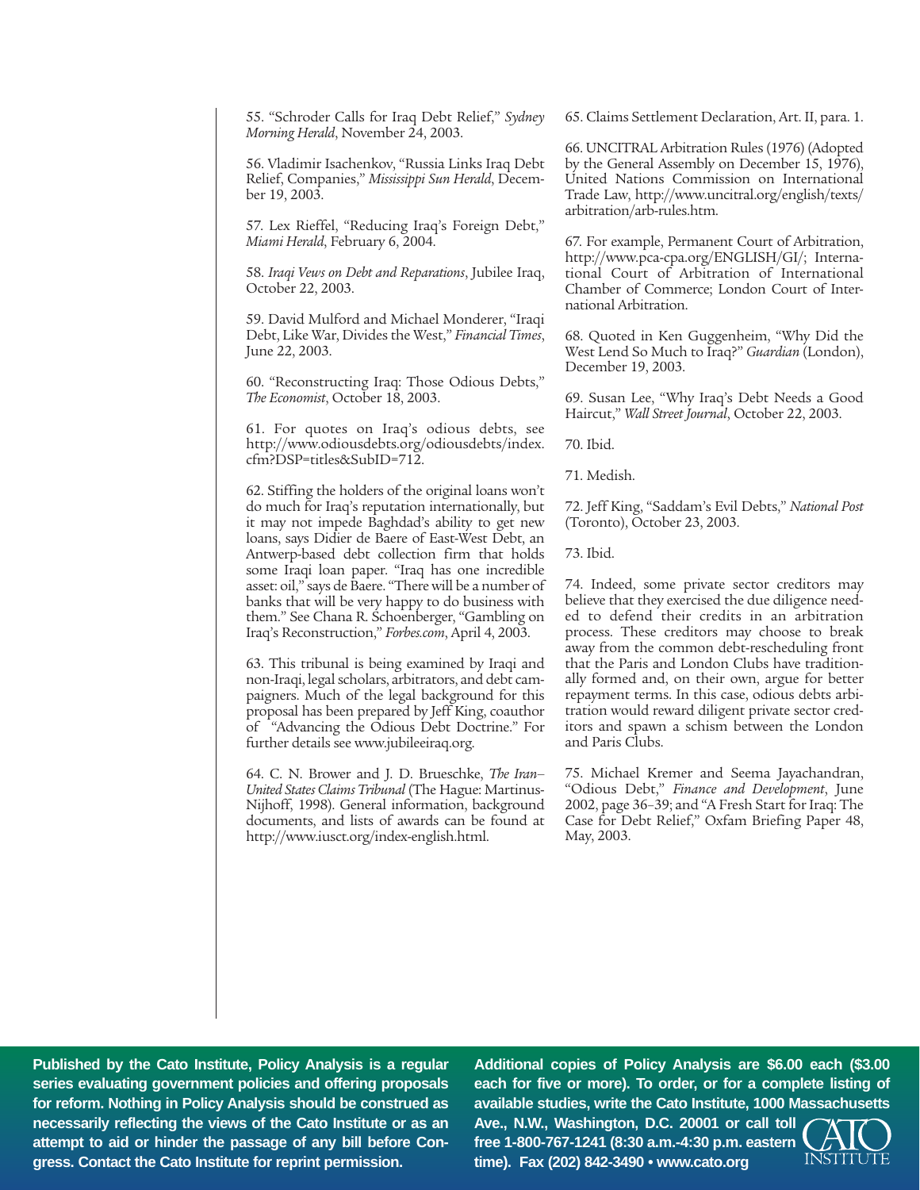55. "Schroder Calls for Iraq Debt Relief," *Sydney Morning Herald*, November 24, 2003.

56. Vladimir Isachenkov, "Russia Links Iraq Debt Relief, Companies," *Mississippi Sun Herald*, December 19, 2003.

57. Lex Rieffel, "Reducing Iraq's Foreign Debt," *Miami Herald*, February 6, 2004.

58. *Iraqi Vews on Debt and Reparations*, Jubilee Iraq, October 22, 2003.

59. David Mulford and Michael Monderer, "Iraqi Debt, Like War, Divides the West," *Financial Times*, June 22, 2003.

60. "Reconstructing Iraq: Those Odious Debts," *The Economist*, October 18, 2003.

61. For quotes on Iraq's odious debts, see http://www.odiousdebts.org/odiousdebts/index.cfm?DSP=titles&SubID=712.

62. Stiffing the holders of the original loans won't do much for Iraq's reputation internationally, but it may not impede Baghdad's ability to get new loans, says Didier de Baere of East-West Debt, an Antwerp-based debt collection firm that holds some Iraqi loan paper. "Iraq has one incredible asset: oil," says de Baere. "There will be a number of banks that will be very happy to do business with them." See Chana R. Schoenberger, "Gambling on Iraq's Reconstruction," *Forbes.com*, April 4, 2003.

63. This tribunal is being examined by Iraqi and non-Iraqi, legal scholars, arbitrators, and debt campaigners. Much of the legal background for this proposal has been prepared by Jeff King, coauthor of "Advancing the Odious Debt Doctrine." For further details see www.jubileeiraq.org.

64. C. N. Brower and J. D. Brueschke, *The Iran–United States Claims Tribunal* (The Hague: Martinus-Nijhoff, 1998). General information, background documents, and lists of awards can be found at http://www.iusct.org/index-english.html.

65. Claims Settlement Declaration, Art. II, para. 1.

66. UNCITRAL Arbitration Rules (1976) (Adopted by the General Assembly on December 15, 1976), United Nations Commission on International Trade Law, http://www.uncitral.org/english/texts/arbitration/arb-rules.htm.

67. For example, Permanent Court of Arbitration, http://www.pca-cpa.org/ENGLISH/GI/; International Court of Arbitration of International Chamber of Commerce; London Court of International Arbitration.

68. Quoted in Ken Guggenheim, "Why Did the West Lend So Much to Iraq?" *Guardian* (London), December 19, 2003.

69. Susan Lee, "Why Iraq's Debt Needs a Good Haircut," *Wall Street Journal*, October 22, 2003.

70. Ibid.

71. Medish.

72. Jeff King, "Saddam's Evil Debts," *National Post* (Toronto), October 23, 2003.

73. Ibid.

74. Indeed, some private sector creditors may believe that they exercised the due diligence needed to defend their credits in an arbitration process. These creditors may choose to break away from the common debt-rescheduling front that the Paris and London Clubs have traditionally formed and, on their own, argue for better repayment terms. In this case, odious debts arbitration would reward diligent private sector creditors and spawn a schism between the London and Paris Clubs.

75. Michael Kremer and Seema Jayachandran, "Odious Debt," *Finance and Development*, June 2002, page 36–39; and "A Fresh Start for Iraq: The Case for Debt Relief," Oxfam Briefing Paper 48, May, 2003.

**Published by the Cato Institute, Policy Analysis is a regular series evaluating government policies and offering proposals for reform. Nothing in Policy Analysis should be construed as necessarily reflecting the views of the Cato Institute or as an attempt to aid or hinder the passage of any bill before Congress. Contact the Cato Institute for reprint permission.**

**Additional copies of Policy Analysis are $6.00 each ($3.00 each for five or more). To order, or for a complete listing of available studies, write the Cato Institute, 1000 Massachusetts Ave., N.W., Washington, D.C. 20001 or call toll free 1-800-767-1241 (8:30 a.m.-4:30 p.m. eastern time). Fax (202) 842-3490 • www.cato.org**